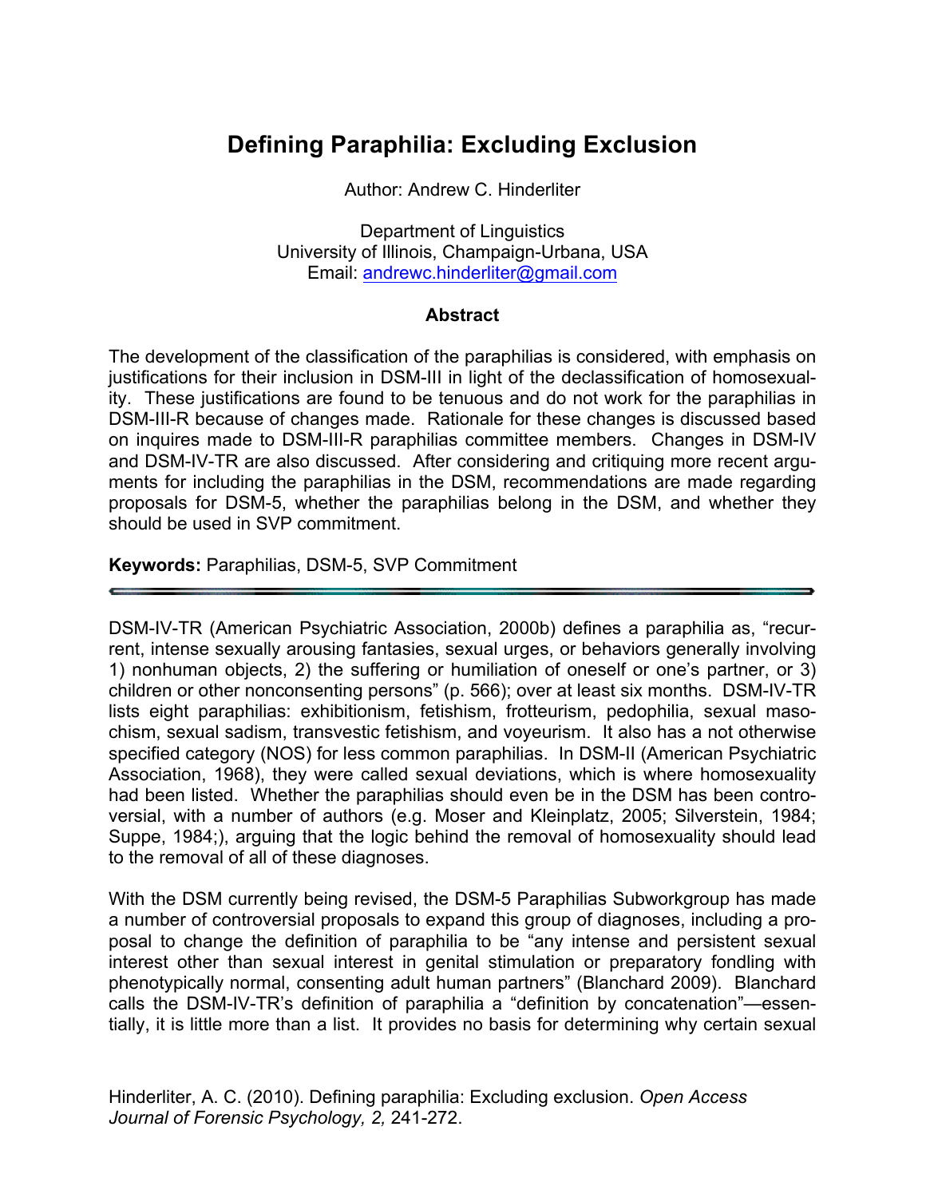# Defining Paraphilia: Excluding Exclusion

Author: Andrew C. Hinderliter

Department of Linguistics
University of Illinois, Champaign-Urbana, USA
Email: andrewc.hinderliter@gmail.com

### Abstract

The development of the classification of the paraphilias is considered, with emphasis on justifications for their inclusion in DSM-III in light of the declassification of homosexuality. These justifications are found to be tenuous and do not work for the paraphilias in DSM-III-R because of changes made. Rationale for these changes is discussed based on inquires made to DSM-III-R paraphilias committee members. Changes in DSM-IV and DSM-IV-TR are also discussed. After considering and critiquing more recent arguments for including the paraphilias in the DSM, recommendations are made regarding proposals for DSM-5, whether the paraphilias belong in the DSM, and whether they should be used in SVP commitment.

**Keywords:** Paraphilias, DSM-5, SVP Commitment

---

DSM-IV-TR (American Psychiatric Association, 2000b) defines a paraphilia as, "recurrent, intense sexually arousing fantasies, sexual urges, or behaviors generally involving 1) nonhuman objects, 2) the suffering or humiliation of oneself or one's partner, or 3) children or other nonconsenting persons" (p. 566); over at least six months. DSM-IV-TR lists eight paraphilias: exhibitionism, fetishism, frotteurism, pedophilia, sexual masochism, sexual sadism, transvestic fetishism, and voyeurism. It also has a not otherwise specified category (NOS) for less common paraphilias. In DSM-II (American Psychiatric Association, 1968), they were called sexual deviations, which is where homosexuality had been listed. Whether the paraphilias should even be in the DSM has been controversial, with a number of authors (e.g. Moser and Kleinplatz, 2005; Silverstein, 1984; Suppe, 1984;), arguing that the logic behind the removal of homosexuality should lead to the removal of all of these diagnoses.

With the DSM currently being revised, the DSM-5 Paraphilias Subworkgroup has made a number of controversial proposals to expand this group of diagnoses, including a proposal to change the definition of paraphilia to be "any intense and persistent sexual interest other than sexual interest in genital stimulation or preparatory fondling with phenotypically normal, consenting adult human partners" (Blanchard 2009). Blanchard calls the DSM-IV-TR's definition of paraphilia a "definition by concatenation"—essentially, it is little more than a list. It provides no basis for determining why certain sexual

Hinderliter, A. C. (2010). Defining paraphilia: Excluding exclusion. *Open Access Journal of Forensic Psychology, 2,* 241-272.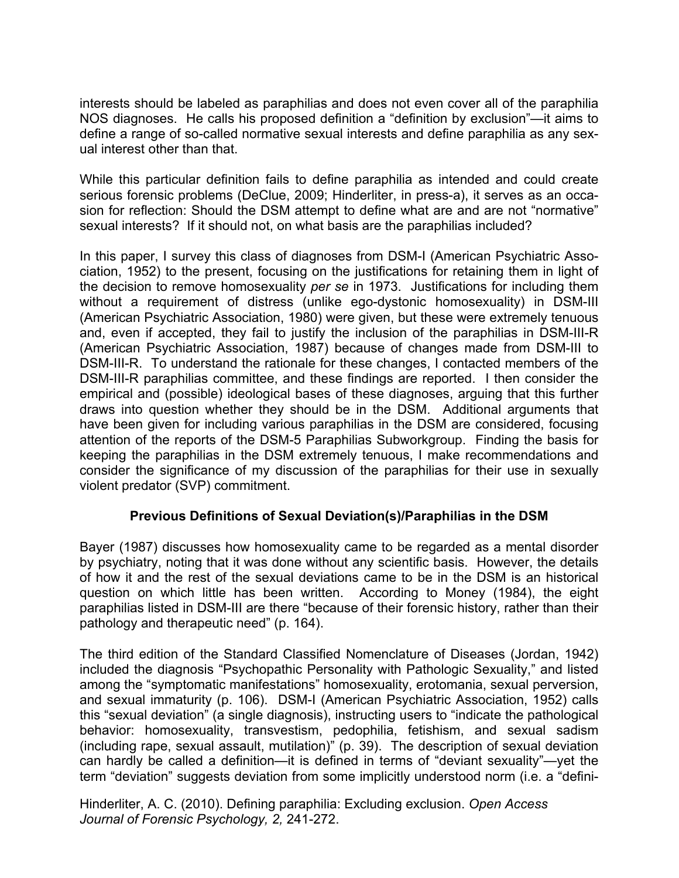interests should be labeled as paraphilias and does not even cover all of the paraphilia NOS diagnoses. He calls his proposed definition a "definition by exclusion"—it aims to define a range of so-called normative sexual interests and define paraphilia as any sexual interest other than that.

While this particular definition fails to define paraphilia as intended and could create serious forensic problems (DeClue, 2009; Hinderliter, in press-a), it serves as an occasion for reflection: Should the DSM attempt to define what are and are not "normative" sexual interests? If it should not, on what basis are the paraphilias included?

In this paper, I survey this class of diagnoses from DSM-I (American Psychiatric Association, 1952) to the present, focusing on the justifications for retaining them in light of the decision to remove homosexuality *per se* in 1973. Justifications for including them without a requirement of distress (unlike ego-dystonic homosexuality) in DSM-III (American Psychiatric Association, 1980) were given, but these were extremely tenuous and, even if accepted, they fail to justify the inclusion of the paraphilias in DSM-III-R (American Psychiatric Association, 1987) because of changes made from DSM-III to DSM-III-R. To understand the rationale for these changes, I contacted members of the DSM-III-R paraphilias committee, and these findings are reported. I then consider the empirical and (possible) ideological bases of these diagnoses, arguing that this further draws into question whether they should be in the DSM. Additional arguments that have been given for including various paraphilias in the DSM are considered, focusing attention of the reports of the DSM-5 Paraphilias Subworkgroup. Finding the basis for keeping the paraphilias in the DSM extremely tenuous, I make recommendations and consider the significance of my discussion of the paraphilias for their use in sexually violent predator (SVP) commitment.

## Previous Definitions of Sexual Deviation(s)/Paraphilias in the DSM

Bayer (1987) discusses how homosexuality came to be regarded as a mental disorder by psychiatry, noting that it was done without any scientific basis. However, the details of how it and the rest of the sexual deviations came to be in the DSM is an historical question on which little has been written. According to Money (1984), the eight paraphilias listed in DSM-III are there "because of their forensic history, rather than their pathology and therapeutic need" (p. 164).

The third edition of the Standard Classified Nomenclature of Diseases (Jordan, 1942) included the diagnosis "Psychopathic Personality with Pathologic Sexuality," and listed among the "symptomatic manifestations" homosexuality, erotomania, sexual perversion, and sexual immaturity (p. 106). DSM-I (American Psychiatric Association, 1952) calls this "sexual deviation" (a single diagnosis), instructing users to "indicate the pathological behavior: homosexuality, transvestism, pedophilia, fetishism, and sexual sadism (including rape, sexual assault, mutilation)" (p. 39). The description of sexual deviation can hardly be called a definition—it is defined in terms of "deviant sexuality"—yet the term "deviation" suggests deviation from some implicitly understood norm (i.e. a "defini-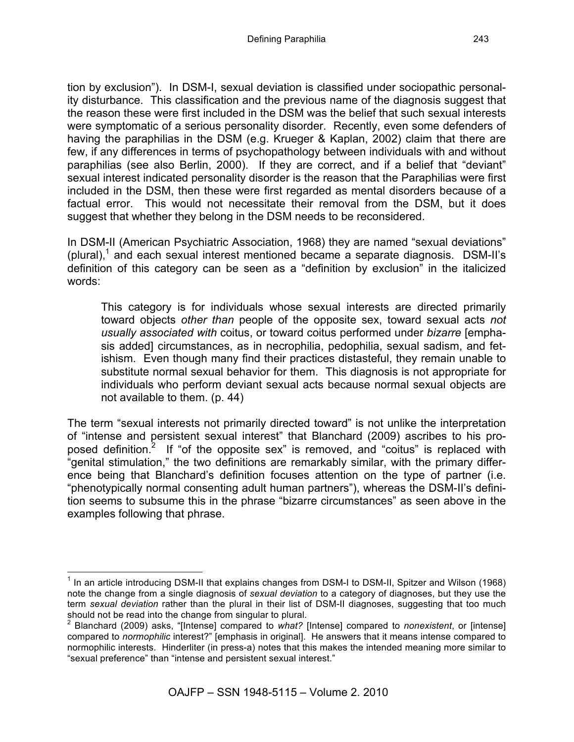tion by exclusion"). In DSM-I, sexual deviation is classified under sociopathic personality disturbance. This classification and the previous name of the diagnosis suggest that the reason these were first included in the DSM was the belief that such sexual interests were symptomatic of a serious personality disorder. Recently, even some defenders of having the paraphilias in the DSM (e.g. Krueger & Kaplan, 2002) claim that there are few, if any differences in terms of psychopathology between individuals with and without paraphilias (see also Berlin, 2000). If they are correct, and if a belief that "deviant" sexual interest indicated personality disorder is the reason that the Paraphilias were first included in the DSM, then these were first regarded as mental disorders because of a factual error. This would not necessitate their removal from the DSM, but it does suggest that whether they belong in the DSM needs to be reconsidered.

In DSM-II (American Psychiatric Association, 1968) they are named "sexual deviations" (plural),[1] and each sexual interest mentioned became a separate diagnosis. DSM-II's definition of this category can be seen as a "definition by exclusion" in the italicized words:

> This category is for individuals whose sexual interests are directed primarily toward objects *other than* people of the opposite sex, toward sexual acts *not usually associated with* coitus, or toward coitus performed under *bizarre* [emphasis added] circumstances, as in necrophilia, pedophilia, sexual sadism, and fetishism. Even though many find their practices distasteful, they remain unable to substitute normal sexual behavior for them. This diagnosis is not appropriate for individuals who perform deviant sexual acts because normal sexual objects are not available to them. (p. 44)

The term "sexual interests not primarily directed toward" is not unlike the interpretation of "intense and persistent sexual interest" that Blanchard (2009) ascribes to his proposed definition.[2] If "of the opposite sex" is removed, and "coitus" is replaced with "genital stimulation," the two definitions are remarkably similar, with the primary difference being that Blanchard's definition focuses attention on the type of partner (i.e. "phenotypically normal consenting adult human partners"), whereas the DSM-II's definition seems to subsume this in the phrase "bizarre circumstances" as seen above in the examples following that phrase.

---

[1] In an article introducing DSM-II that explains changes from DSM-I to DSM-II, Spitzer and Wilson (1968) note the change from a single diagnosis of *sexual deviation* to a category of diagnoses, but they use the term *sexual deviation* rather than the plural in their list of DSM-II diagnoses, suggesting that too much should not be read into the change from singular to plural.

[2] Blanchard (2009) asks, "[Intense] compared to *what?* [Intense] compared to *nonexistent*, or [intense] compared to *normophilic* interest?" [emphasis in original]. He answers that it means intense compared to normophilic interests. Hinderliter (in press-a) notes that this makes the intended meaning more similar to "sexual preference" than "intense and persistent sexual interest."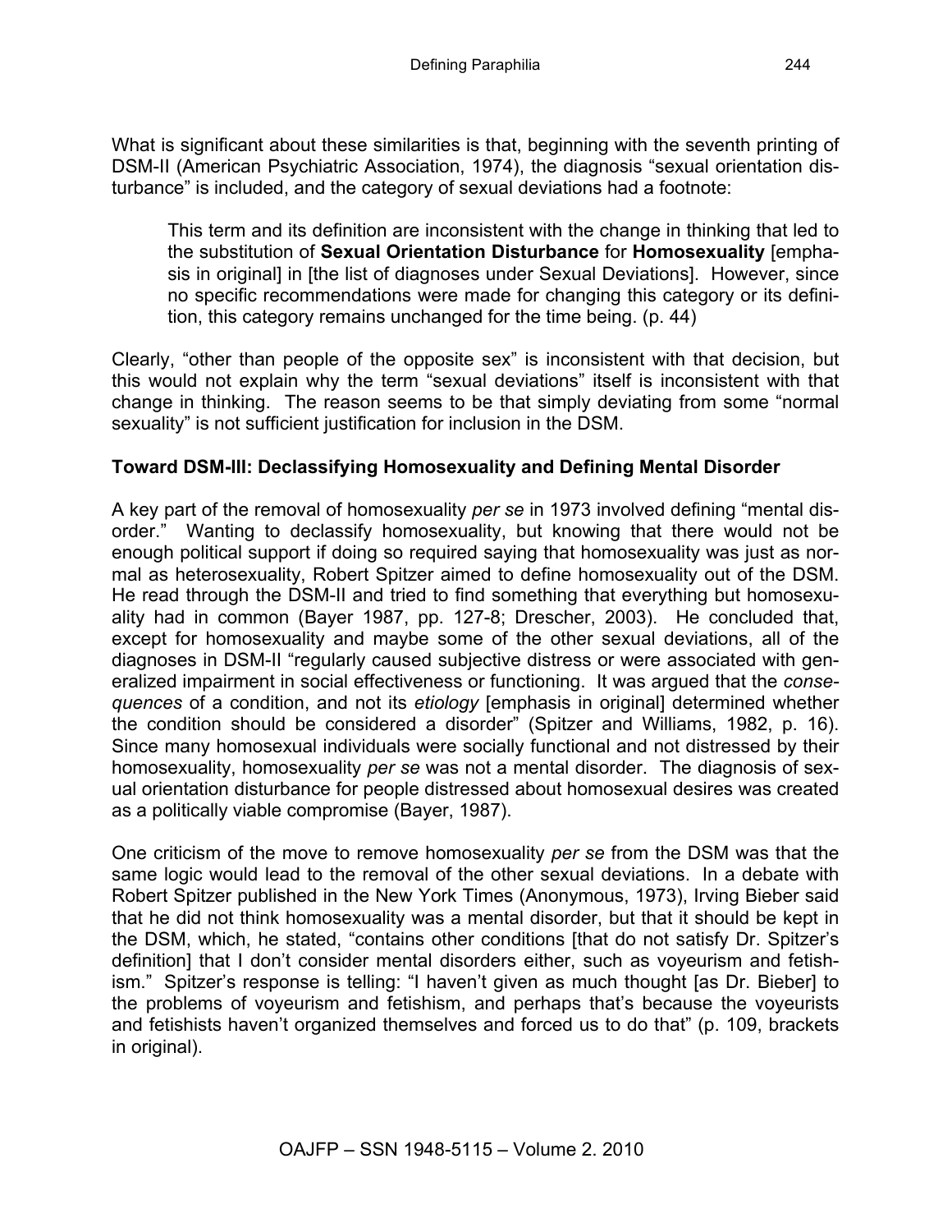What is significant about these similarities is that, beginning with the seventh printing of DSM-II (American Psychiatric Association, 1974), the diagnosis "sexual orientation disturbance" is included, and the category of sexual deviations had a footnote:

> This term and its definition are inconsistent with the change in thinking that led to the substitution of **Sexual Orientation Disturbance** for **Homosexuality** [emphasis in original] in [the list of diagnoses under Sexual Deviations]. However, since no specific recommendations were made for changing this category or its definition, this category remains unchanged for the time being. (p. 44)

Clearly, "other than people of the opposite sex" is inconsistent with that decision, but this would not explain why the term "sexual deviations" itself is inconsistent with that change in thinking. The reason seems to be that simply deviating from some "normal sexuality" is not sufficient justification for inclusion in the DSM.

## Toward DSM-III: Declassifying Homosexuality and Defining Mental Disorder

A key part of the removal of homosexuality *per se* in 1973 involved defining "mental disorder." Wanting to declassify homosexuality, but knowing that there would not be enough political support if doing so required saying that homosexuality was just as normal as heterosexuality, Robert Spitzer aimed to define homosexuality out of the DSM. He read through the DSM-II and tried to find something that everything but homosexuality had in common (Bayer 1987, pp. 127-8; Drescher, 2003). He concluded that, except for homosexuality and maybe some of the other sexual deviations, all of the diagnoses in DSM-II "regularly caused subjective distress or were associated with generalized impairment in social effectiveness or functioning. It was argued that the *consequences* of a condition, and not its *etiology* [emphasis in original] determined whether the condition should be considered a disorder" (Spitzer and Williams, 1982, p. 16). Since many homosexual individuals were socially functional and not distressed by their homosexuality, homosexuality *per se* was not a mental disorder. The diagnosis of sexual orientation disturbance for people distressed about homosexual desires was created as a politically viable compromise (Bayer, 1987).

One criticism of the move to remove homosexuality *per se* from the DSM was that the same logic would lead to the removal of the other sexual deviations. In a debate with Robert Spitzer published in the New York Times (Anonymous, 1973), Irving Bieber said that he did not think homosexuality was a mental disorder, but that it should be kept in the DSM, which, he stated, "contains other conditions [that do not satisfy Dr. Spitzer's definition] that I don't consider mental disorders either, such as voyeurism and fetishism." Spitzer's response is telling: "I haven't given as much thought [as Dr. Bieber] to the problems of voyeurism and fetishism, and perhaps that's because the voyeurists and fetishists haven't organized themselves and forced us to do that" (p. 109, brackets in original).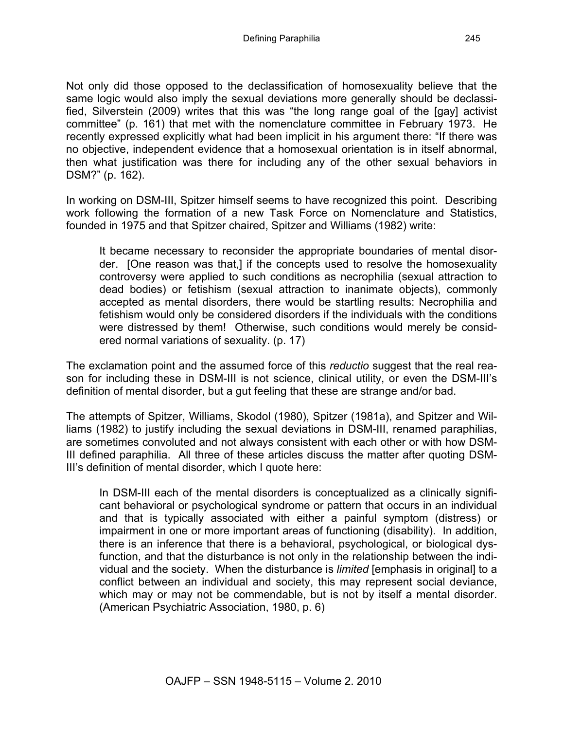Not only did those opposed to the declassification of homosexuality believe that the same logic would also imply the sexual deviations more generally should be declassified, Silverstein (2009) writes that this was "the long range goal of the [gay] activist committee" (p. 161) that met with the nomenclature committee in February 1973. He recently expressed explicitly what had been implicit in his argument there: "If there was no objective, independent evidence that a homosexual orientation is in itself abnormal, then what justification was there for including any of the other sexual behaviors in DSM?" (p. 162).

In working on DSM-III, Spitzer himself seems to have recognized this point. Describing work following the formation of a new Task Force on Nomenclature and Statistics, founded in 1975 and that Spitzer chaired, Spitzer and Williams (1982) write:

> It became necessary to reconsider the appropriate boundaries of mental disorder. [One reason was that,] if the concepts used to resolve the homosexuality controversy were applied to such conditions as necrophilia (sexual attraction to dead bodies) or fetishism (sexual attraction to inanimate objects), commonly accepted as mental disorders, there would be startling results: Necrophilia and fetishism would only be considered disorders if the individuals with the conditions were distressed by them! Otherwise, such conditions would merely be considered normal variations of sexuality. (p. 17)

The exclamation point and the assumed force of this *reductio* suggest that the real reason for including these in DSM-III is not science, clinical utility, or even the DSM-III's definition of mental disorder, but a gut feeling that these are strange and/or bad.

The attempts of Spitzer, Williams, Skodol (1980), Spitzer (1981a), and Spitzer and Williams (1982) to justify including the sexual deviations in DSM-III, renamed paraphilias, are sometimes convoluted and not always consistent with each other or with how DSM-III defined paraphilia. All three of these articles discuss the matter after quoting DSM-III's definition of mental disorder, which I quote here:

> In DSM-III each of the mental disorders is conceptualized as a clinically significant behavioral or psychological syndrome or pattern that occurs in an individual and that is typically associated with either a painful symptom (distress) or impairment in one or more important areas of functioning (disability). In addition, there is an inference that there is a behavioral, psychological, or biological dysfunction, and that the disturbance is not only in the relationship between the individual and the society. When the disturbance is *limited* [emphasis in original] to a conflict between an individual and society, this may represent social deviance, which may or may not be commendable, but is not by itself a mental disorder. (American Psychiatric Association, 1980, p. 6)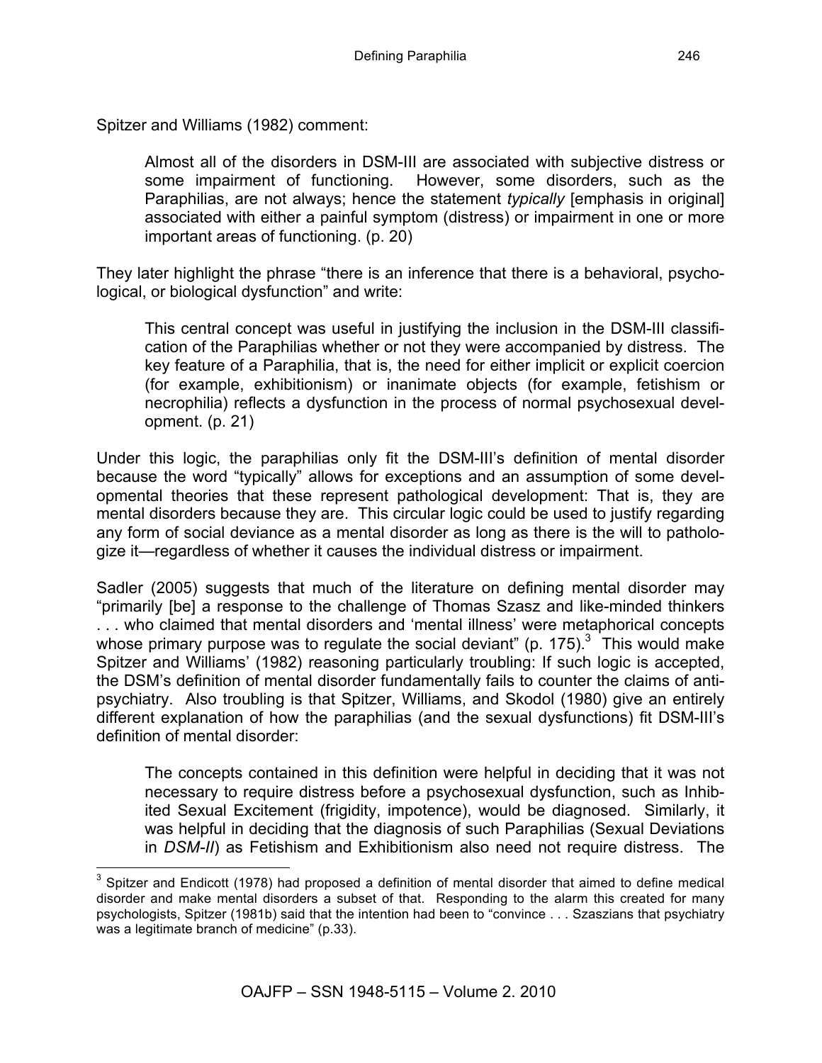Spitzer and Williams (1982) comment:

> Almost all of the disorders in DSM-III are associated with subjective distress or some impairment of functioning. However, some disorders, such as the Paraphilias, are not always; hence the statement *typically* [emphasis in original] associated with either a painful symptom (distress) or impairment in one or more important areas of functioning. (p. 20)

They later highlight the phrase "there is an inference that there is a behavioral, psychological, or biological dysfunction" and write:

> This central concept was useful in justifying the inclusion in the DSM-III classification of the Paraphilias whether or not they were accompanied by distress. The key feature of a Paraphilia, that is, the need for either implicit or explicit coercion (for example, exhibitionism) or inanimate objects (for example, fetishism or necrophilia) reflects a dysfunction in the process of normal psychosexual development. (p. 21)

Under this logic, the paraphilias only fit the DSM-III's definition of mental disorder because the word "typically" allows for exceptions and an assumption of some developmental theories that these represent pathological development: That is, they are mental disorders because they are. This circular logic could be used to justify regarding any form of social deviance as a mental disorder as long as there is the will to pathologize it—regardless of whether it causes the individual distress or impairment.

Sadler (2005) suggests that much of the literature on defining mental disorder may "primarily [be] a response to the challenge of Thomas Szasz and like-minded thinkers . . . who claimed that mental disorders and 'mental illness' were metaphorical concepts whose primary purpose was to regulate the social deviant" (p. 175).[3] This would make Spitzer and Williams' (1982) reasoning particularly troubling: If such logic is accepted, the DSM's definition of mental disorder fundamentally fails to counter the claims of anti-psychiatry. Also troubling is that Spitzer, Williams, and Skodol (1980) give an entirely different explanation of how the paraphilias (and the sexual dysfunctions) fit DSM-III's definition of mental disorder:

> The concepts contained in this definition were helpful in deciding that it was not necessary to require distress before a psychosexual dysfunction, such as Inhibited Sexual Excitement (frigidity, impotence), would be diagnosed. Similarly, it was helpful in deciding that the diagnosis of such Paraphilias (Sexual Deviations in *DSM-II*) as Fetishism and Exhibitionism also need not require distress. The

[3] Spitzer and Endicott (1978) had proposed a definition of mental disorder that aimed to define medical disorder and make mental disorders a subset of that. Responding to the alarm this created for many psychologists, Spitzer (1981b) said that the intention had been to "convince . . . Szaszians that psychiatry was a legitimate branch of medicine" (p.33).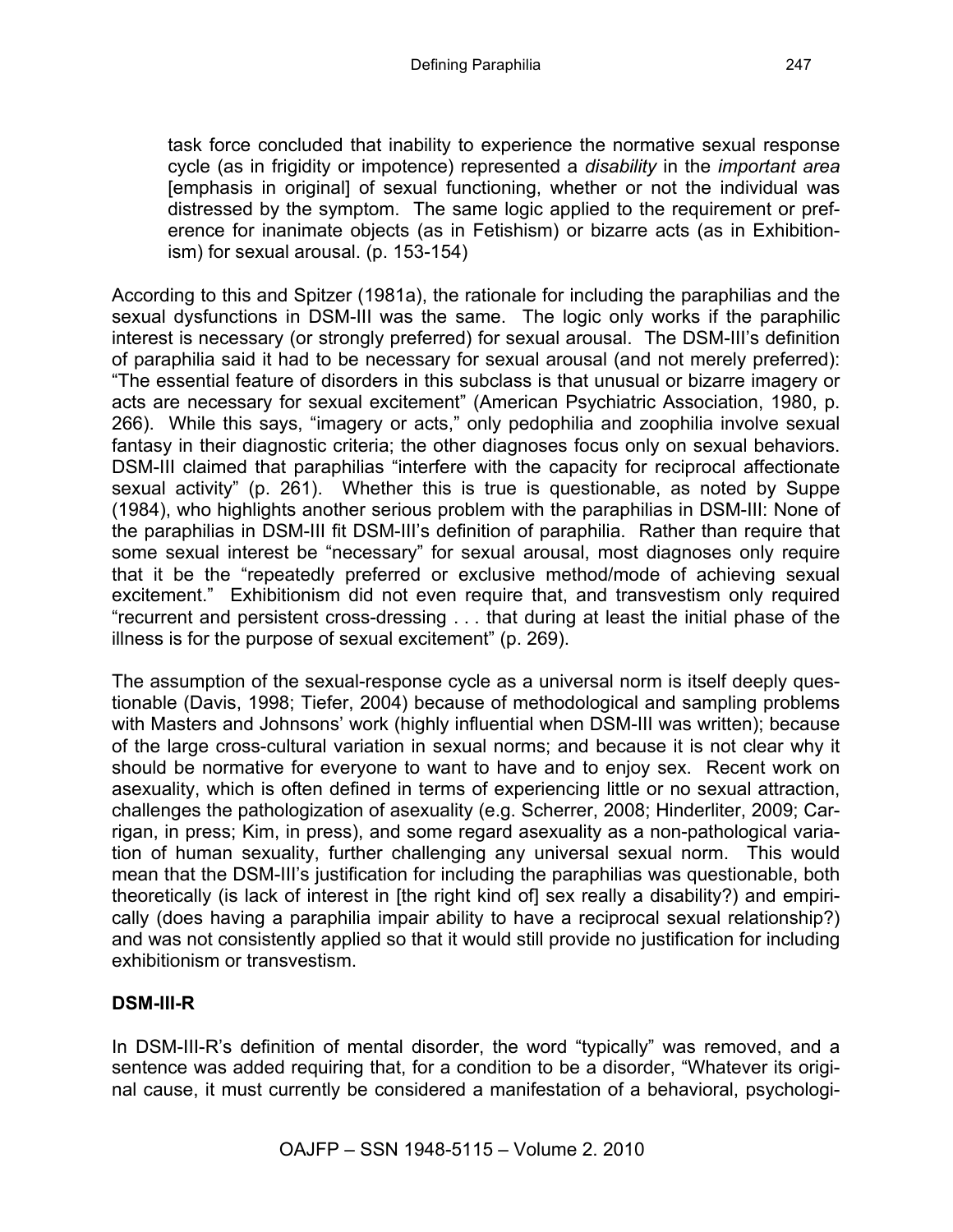> task force concluded that inability to experience the normative sexual response cycle (as in frigidity or impotence) represented a *disability* in the *important area* [emphasis in original] of sexual functioning, whether or not the individual was distressed by the symptom. The same logic applied to the requirement or preference for inanimate objects (as in Fetishism) or bizarre acts (as in Exhibitionism) for sexual arousal. (p. 153-154)

According to this and Spitzer (1981a), the rationale for including the paraphilias and the sexual dysfunctions in DSM-III was the same. The logic only works if the paraphilic interest is necessary (or strongly preferred) for sexual arousal. The DSM-III's definition of paraphilia said it had to be necessary for sexual arousal (and not merely preferred): "The essential feature of disorders in this subclass is that unusual or bizarre imagery or acts are necessary for sexual excitement" (American Psychiatric Association, 1980, p. 266). While this says, "imagery or acts," only pedophilia and zoophilia involve sexual fantasy in their diagnostic criteria; the other diagnoses focus only on sexual behaviors. DSM-III claimed that paraphilias "interfere with the capacity for reciprocal affectionate sexual activity" (p. 261). Whether this is true is questionable, as noted by Suppe (1984), who highlights another serious problem with the paraphilias in DSM-III: None of the paraphilias in DSM-III fit DSM-III's definition of paraphilia. Rather than require that some sexual interest be "necessary" for sexual arousal, most diagnoses only require that it be the "repeatedly preferred or exclusive method/mode of achieving sexual excitement." Exhibitionism did not even require that, and transvestism only required "recurrent and persistent cross-dressing . . . that during at least the initial phase of the illness is for the purpose of sexual excitement" (p. 269).

The assumption of the sexual-response cycle as a universal norm is itself deeply questionable (Davis, 1998; Tiefer, 2004) because of methodological and sampling problems with Masters and Johnsons' work (highly influential when DSM-III was written); because of the large cross-cultural variation in sexual norms; and because it is not clear why it should be normative for everyone to want to have and to enjoy sex. Recent work on asexuality, which is often defined in terms of experiencing little or no sexual attraction, challenges the pathologization of asexuality (e.g. Scherrer, 2008; Hinderliter, 2009; Carrigan, in press; Kim, in press), and some regard asexuality as a non-pathological variation of human sexuality, further challenging any universal sexual norm. This would mean that the DSM-III's justification for including the paraphilias was questionable, both theoretically (is lack of interest in [the right kind of] sex really a disability?) and empirically (does having a paraphilia impair ability to have a reciprocal sexual relationship?) and was not consistently applied so that it would still provide no justification for including exhibitionism or transvestism.

## DSM-III-R

In DSM-III-R's definition of mental disorder, the word "typically" was removed, and a sentence was added requiring that, for a condition to be a disorder, "Whatever its original cause, it must currently be considered a manifestation of a behavioral, psychologi-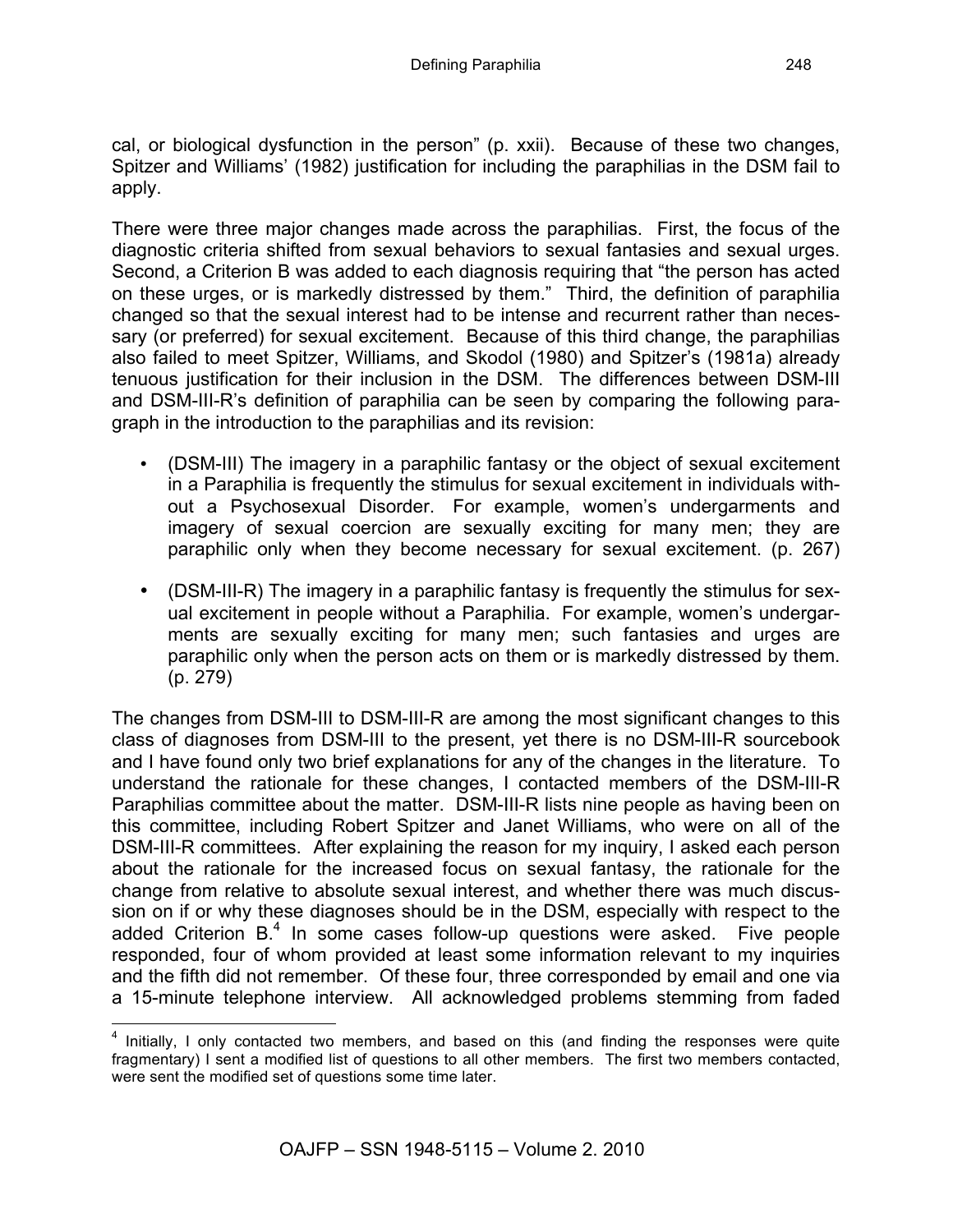cal, or biological dysfunction in the person" (p. xxii). Because of these two changes, Spitzer and Williams' (1982) justification for including the paraphilias in the DSM fail to apply.

There were three major changes made across the paraphilias. First, the focus of the diagnostic criteria shifted from sexual behaviors to sexual fantasies and sexual urges. Second, a Criterion B was added to each diagnosis requiring that "the person has acted on these urges, or is markedly distressed by them." Third, the definition of paraphilia changed so that the sexual interest had to be intense and recurrent rather than necessary (or preferred) for sexual excitement. Because of this third change, the paraphilias also failed to meet Spitzer, Williams, and Skodol (1980) and Spitzer's (1981a) already tenuous justification for their inclusion in the DSM. The differences between DSM-III and DSM-III-R's definition of paraphilia can be seen by comparing the following paragraph in the introduction to the paraphilias and its revision:

- (DSM-III) The imagery in a paraphilic fantasy or the object of sexual excitement in a Paraphilia is frequently the stimulus for sexual excitement in individuals without a Psychosexual Disorder. For example, women's undergarments and imagery of sexual coercion are sexually exciting for many men; they are paraphilic only when they become necessary for sexual excitement. (p. 267)
- (DSM-III-R) The imagery in a paraphilic fantasy is frequently the stimulus for sexual excitement in people without a Paraphilia. For example, women's undergarments are sexually exciting for many men; such fantasies and urges are paraphilic only when the person acts on them or is markedly distressed by them. (p. 279)

The changes from DSM-III to DSM-III-R are among the most significant changes to this class of diagnoses from DSM-III to the present, yet there is no DSM-III-R sourcebook and I have found only two brief explanations for any of the changes in the literature. To understand the rationale for these changes, I contacted members of the DSM-III-R Paraphilias committee about the matter. DSM-III-R lists nine people as having been on this committee, including Robert Spitzer and Janet Williams, who were on all of the DSM-III-R committees. After explaining the reason for my inquiry, I asked each person about the rationale for the increased focus on sexual fantasy, the rationale for the change from relative to absolute sexual interest, and whether there was much discussion on if or why these diagnoses should be in the DSM, especially with respect to the added Criterion B.[4] In some cases follow-up questions were asked. Five people responded, four of whom provided at least some information relevant to my inquiries and the fifth did not remember. Of these four, three corresponded by email and one via a 15-minute telephone interview. All acknowledged problems stemming from faded

[4] Initially, I only contacted two members, and based on this (and finding the responses were quite fragmentary) I sent a modified list of questions to all other members. The first two members contacted, were sent the modified set of questions some time later.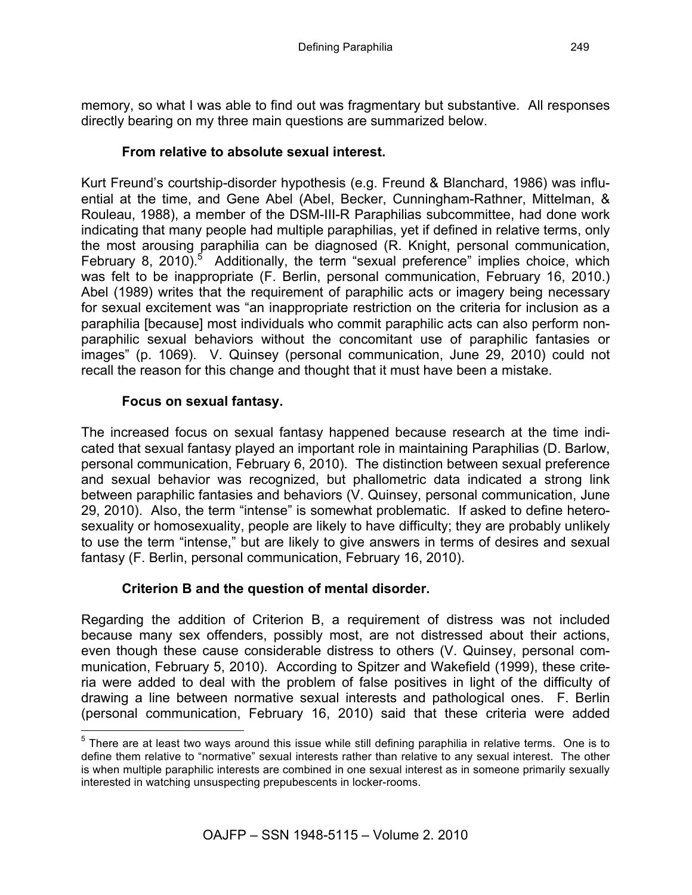memory, so what I was able to find out was fragmentary but substantive. All responses directly bearing on my three main questions are summarized below.

### From relative to absolute sexual interest.

Kurt Freund's courtship-disorder hypothesis (e.g. Freund & Blanchard, 1986) was influential at the time, and Gene Abel (Abel, Becker, Cunningham-Rathner, Mittelman, & Rouleau, 1988), a member of the DSM-III-R Paraphilias subcommittee, had done work indicating that many people had multiple paraphilias, yet if defined in relative terms, only the most arousing paraphilia can be diagnosed (R. Knight, personal communication, February 8, 2010).[5] Additionally, the term "sexual preference" implies choice, which was felt to be inappropriate (F. Berlin, personal communication, February 16, 2010.) Abel (1989) writes that the requirement of paraphilic acts or imagery being necessary for sexual excitement was "an inappropriate restriction on the criteria for inclusion as a paraphilia [because] most individuals who commit paraphilic acts can also perform non-paraphilic sexual behaviors without the concomitant use of paraphilic fantasies or images" (p. 1069). V. Quinsey (personal communication, June 29, 2010) could not recall the reason for this change and thought that it must have been a mistake.

### Focus on sexual fantasy.

The increased focus on sexual fantasy happened because research at the time indicated that sexual fantasy played an important role in maintaining Paraphilias (D. Barlow, personal communication, February 6, 2010). The distinction between sexual preference and sexual behavior was recognized, but phallometric data indicated a strong link between paraphilic fantasies and behaviors (V. Quinsey, personal communication, June 29, 2010). Also, the term "intense" is somewhat problematic. If asked to define heterosexuality or homosexuality, people are likely to have difficulty; they are probably unlikely to use the term "intense," but are likely to give answers in terms of desires and sexual fantasy (F. Berlin, personal communication, February 16, 2010).

### Criterion B and the question of mental disorder.

Regarding the addition of Criterion B, a requirement of distress was not included because many sex offenders, possibly most, are not distressed about their actions, even though these cause considerable distress to others (V. Quinsey, personal communication, February 5, 2010). According to Spitzer and Wakefield (1999), these criteria were added to deal with the problem of false positives in light of the difficulty of drawing a line between normative sexual interests and pathological ones. F. Berlin (personal communication, February 16, 2010) said that these criteria were added

---

[5] There are at least two ways around this issue while still defining paraphilia in relative terms. One is to define them relative to "normative" sexual interests rather than relative to any sexual interest. The other is when multiple paraphilic interests are combined in one sexual interest as in someone primarily sexually interested in watching unsuspecting prepubescents in locker-rooms.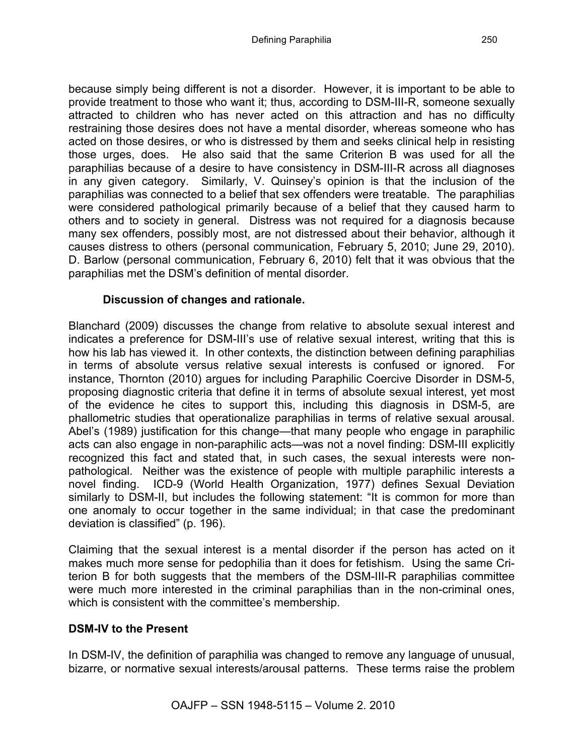because simply being different is not a disorder. However, it is important to be able to provide treatment to those who want it; thus, according to DSM-III-R, someone sexually attracted to children who has never acted on this attraction and has no difficulty restraining those desires does not have a mental disorder, whereas someone who has acted on those desires, or who is distressed by them and seeks clinical help in resisting those urges, does. He also said that the same Criterion B was used for all the paraphilias because of a desire to have consistency in DSM-III-R across all diagnoses in any given category. Similarly, V. Quinsey's opinion is that the inclusion of the paraphilias was connected to a belief that sex offenders were treatable. The paraphilias were considered pathological primarily because of a belief that they caused harm to others and to society in general. Distress was not required for a diagnosis because many sex offenders, possibly most, are not distressed about their behavior, although it causes distress to others (personal communication, February 5, 2010; June 29, 2010). D. Barlow (personal communication, February 6, 2010) felt that it was obvious that the paraphilias met the DSM's definition of mental disorder.

#### Discussion of changes and rationale.

Blanchard (2009) discusses the change from relative to absolute sexual interest and indicates a preference for DSM-III's use of relative sexual interest, writing that this is how his lab has viewed it. In other contexts, the distinction between defining paraphilias in terms of absolute versus relative sexual interests is confused or ignored. For instance, Thornton (2010) argues for including Paraphilic Coercive Disorder in DSM-5, proposing diagnostic criteria that define it in terms of absolute sexual interest, yet most of the evidence he cites to support this, including this diagnosis in DSM-5, are phallometric studies that operationalize paraphilias in terms of relative sexual arousal. Abel's (1989) justification for this change—that many people who engage in paraphilic acts can also engage in non-paraphilic acts—was not a novel finding: DSM-III explicitly recognized this fact and stated that, in such cases, the sexual interests were non-pathological. Neither was the existence of people with multiple paraphilic interests a novel finding. ICD-9 (World Health Organization, 1977) defines Sexual Deviation similarly to DSM-II, but includes the following statement: "It is common for more than one anomaly to occur together in the same individual; in that case the predominant deviation is classified" (p. 196).

Claiming that the sexual interest is a mental disorder if the person has acted on it makes much more sense for pedophilia than it does for fetishism. Using the same Criterion B for both suggests that the members of the DSM-III-R paraphilias committee were much more interested in the criminal paraphilias than in the non-criminal ones, which is consistent with the committee's membership.

### DSM-IV to the Present

In DSM-IV, the definition of paraphilia was changed to remove any language of unusual, bizarre, or normative sexual interests/arousal patterns. These terms raise the problem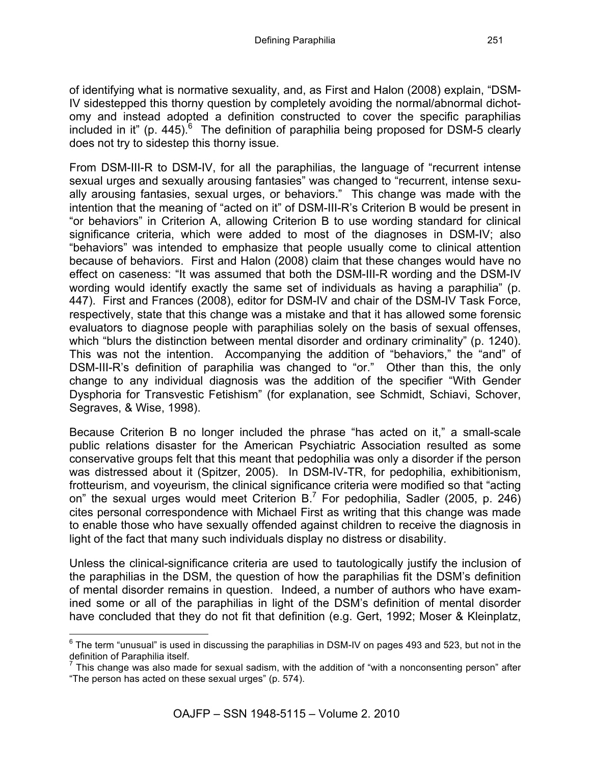of identifying what is normative sexuality, and, as First and Halon (2008) explain, "DSM-IV sidestepped this thorny question by completely avoiding the normal/abnormal dichotomy and instead adopted a definition constructed to cover the specific paraphilias included in it" (p. 445).[6] The definition of paraphilia being proposed for DSM-5 clearly does not try to sidestep this thorny issue.

From DSM-III-R to DSM-IV, for all the paraphilias, the language of "recurrent intense sexual urges and sexually arousing fantasies" was changed to "recurrent, intense sexually arousing fantasies, sexual urges, or behaviors." This change was made with the intention that the meaning of "acted on it" of DSM-III-R's Criterion B would be present in "or behaviors" in Criterion A, allowing Criterion B to use wording standard for clinical significance criteria, which were added to most of the diagnoses in DSM-IV; also "behaviors" was intended to emphasize that people usually come to clinical attention because of behaviors. First and Halon (2008) claim that these changes would have no effect on caseness: "It was assumed that both the DSM-III-R wording and the DSM-IV wording would identify exactly the same set of individuals as having a paraphilia" (p. 447). First and Frances (2008), editor for DSM-IV and chair of the DSM-IV Task Force, respectively, state that this change was a mistake and that it has allowed some forensic evaluators to diagnose people with paraphilias solely on the basis of sexual offenses, which "blurs the distinction between mental disorder and ordinary criminality" (p. 1240). This was not the intention. Accompanying the addition of "behaviors," the "and" of DSM-III-R's definition of paraphilia was changed to "or." Other than this, the only change to any individual diagnosis was the addition of the specifier "With Gender Dysphoria for Transvestic Fetishism" (for explanation, see Schmidt, Schiavi, Schover, Segraves, & Wise, 1998).

Because Criterion B no longer included the phrase "has acted on it," a small-scale public relations disaster for the American Psychiatric Association resulted as some conservative groups felt that this meant that pedophilia was only a disorder if the person was distressed about it (Spitzer, 2005). In DSM-IV-TR, for pedophilia, exhibitionism, frotteurism, and voyeurism, the clinical significance criteria were modified so that "acting on" the sexual urges would meet Criterion B.[7] For pedophilia, Sadler (2005, p. 246) cites personal correspondence with Michael First as writing that this change was made to enable those who have sexually offended against children to receive the diagnosis in light of the fact that many such individuals display no distress or disability.

Unless the clinical-significance criteria are used to tautologically justify the inclusion of the paraphilias in the DSM, the question of how the paraphilias fit the DSM's definition of mental disorder remains in question. Indeed, a number of authors who have examined some or all of the paraphilias in light of the DSM's definition of mental disorder have concluded that they do not fit that definition (e.g. Gert, 1992; Moser & Kleinplatz,

---

[6] The term "unusual" is used in discussing the paraphilias in DSM-IV on pages 493 and 523, but not in the definition of Paraphilia itself.

[7] This change was also made for sexual sadism, with the addition of "with a nonconsenting person" after "The person has acted on these sexual urges" (p. 574).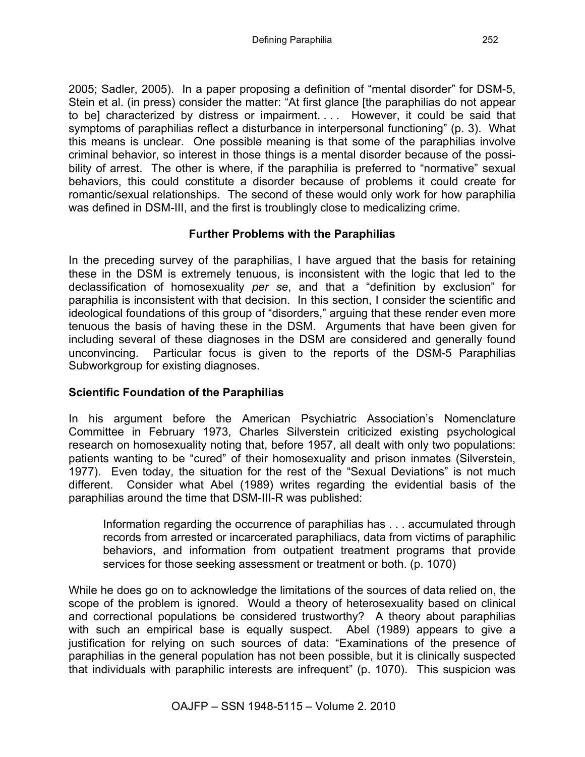2005; Sadler, 2005). In a paper proposing a definition of "mental disorder" for DSM-5, Stein et al. (in press) consider the matter: "At first glance [the paraphilias do not appear to be] characterized by distress or impairment. . . . However, it could be said that symptoms of paraphilias reflect a disturbance in interpersonal functioning" (p. 3). What this means is unclear. One possible meaning is that some of the paraphilias involve criminal behavior, so interest in those things is a mental disorder because of the possibility of arrest. The other is where, if the paraphilia is preferred to "normative" sexual behaviors, this could constitute a disorder because of problems it could create for romantic/sexual relationships. The second of these would only work for how paraphilia was defined in DSM-III, and the first is troublingly close to medicalizing crime.

## Further Problems with the Paraphilias

In the preceding survey of the paraphilias, I have argued that the basis for retaining these in the DSM is extremely tenuous, is inconsistent with the logic that led to the declassification of homosexuality *per se*, and that a "definition by exclusion" for paraphilia is inconsistent with that decision. In this section, I consider the scientific and ideological foundations of this group of "disorders," arguing that these render even more tenuous the basis of having these in the DSM. Arguments that have been given for including several of these diagnoses in the DSM are considered and generally found unconvincing. Particular focus is given to the reports of the DSM-5 Paraphilias Subworkgroup for existing diagnoses.

### Scientific Foundation of the Paraphilias

In his argument before the American Psychiatric Association's Nomenclature Committee in February 1973, Charles Silverstein criticized existing psychological research on homosexuality noting that, before 1957, all dealt with only two populations: patients wanting to be "cured" of their homosexuality and prison inmates (Silverstein, 1977). Even today, the situation for the rest of the "Sexual Deviations" is not much different. Consider what Abel (1989) writes regarding the evidential basis of the paraphilias around the time that DSM-III-R was published:

> Information regarding the occurrence of paraphilias has . . . accumulated through records from arrested or incarcerated paraphiliacs, data from victims of paraphilic behaviors, and information from outpatient treatment programs that provide services for those seeking assessment or treatment or both. (p. 1070)

While he does go on to acknowledge the limitations of the sources of data relied on, the scope of the problem is ignored. Would a theory of heterosexuality based on clinical and correctional populations be considered trustworthy? A theory about paraphilias with such an empirical base is equally suspect. Abel (1989) appears to give a justification for relying on such sources of data: "Examinations of the presence of paraphilias in the general population has not been possible, but it is clinically suspected that individuals with paraphilic interests are infrequent" (p. 1070). This suspicion was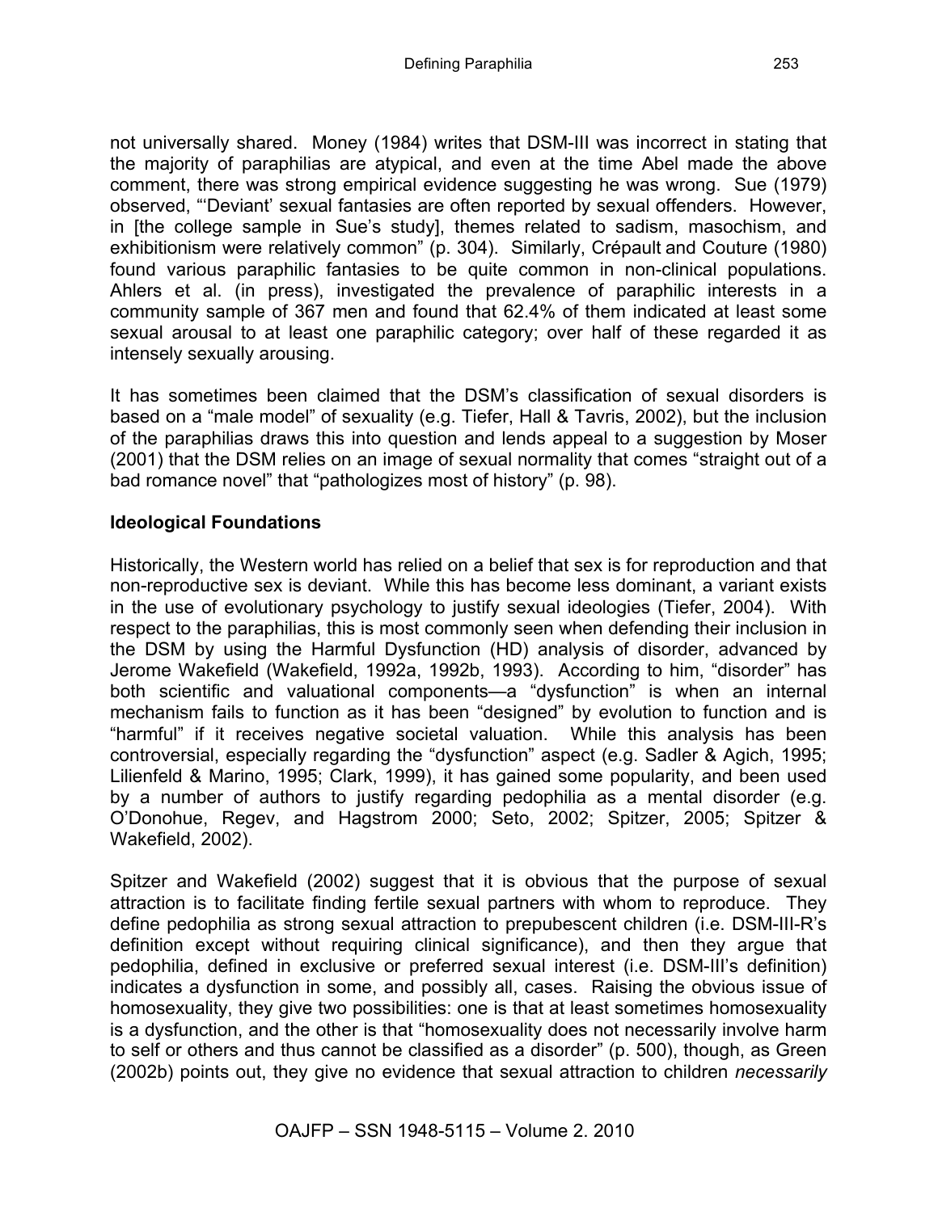not universally shared. Money (1984) writes that DSM-III was incorrect in stating that the majority of paraphilias are atypical, and even at the time Abel made the above comment, there was strong empirical evidence suggesting he was wrong. Sue (1979) observed, "'Deviant' sexual fantasies are often reported by sexual offenders. However, in [the college sample in Sue's study], themes related to sadism, masochism, and exhibitionism were relatively common" (p. 304). Similarly, Crépault and Couture (1980) found various paraphilic fantasies to be quite common in non-clinical populations. Ahlers et al. (in press), investigated the prevalence of paraphilic interests in a community sample of 367 men and found that 62.4% of them indicated at least some sexual arousal to at least one paraphilic category; over half of these regarded it as intensely sexually arousing.

It has sometimes been claimed that the DSM's classification of sexual disorders is based on a "male model" of sexuality (e.g. Tiefer, Hall & Tavris, 2002), but the inclusion of the paraphilias draws this into question and lends appeal to a suggestion by Moser (2001) that the DSM relies on an image of sexual normality that comes "straight out of a bad romance novel" that "pathologizes most of history" (p. 98).

## Ideological Foundations

Historically, the Western world has relied on a belief that sex is for reproduction and that non-reproductive sex is deviant. While this has become less dominant, a variant exists in the use of evolutionary psychology to justify sexual ideologies (Tiefer, 2004). With respect to the paraphilias, this is most commonly seen when defending their inclusion in the DSM by using the Harmful Dysfunction (HD) analysis of disorder, advanced by Jerome Wakefield (Wakefield, 1992a, 1992b, 1993). According to him, "disorder" has both scientific and valuational components—a "dysfunction" is when an internal mechanism fails to function as it has been "designed" by evolution to function and is "harmful" if it receives negative societal valuation. While this analysis has been controversial, especially regarding the "dysfunction" aspect (e.g. Sadler & Agich, 1995; Lilienfeld & Marino, 1995; Clark, 1999), it has gained some popularity, and been used by a number of authors to justify regarding pedophilia as a mental disorder (e.g. O'Donohue, Regev, and Hagstrom 2000; Seto, 2002; Spitzer, 2005; Spitzer & Wakefield, 2002).

Spitzer and Wakefield (2002) suggest that it is obvious that the purpose of sexual attraction is to facilitate finding fertile sexual partners with whom to reproduce. They define pedophilia as strong sexual attraction to prepubescent children (i.e. DSM-III-R's definition except without requiring clinical significance), and then they argue that pedophilia, defined in exclusive or preferred sexual interest (i.e. DSM-III's definition) indicates a dysfunction in some, and possibly all, cases. Raising the obvious issue of homosexuality, they give two possibilities: one is that at least sometimes homosexuality is a dysfunction, and the other is that "homosexuality does not necessarily involve harm to self or others and thus cannot be classified as a disorder" (p. 500), though, as Green (2002b) points out, they give no evidence that sexual attraction to children *necessarily*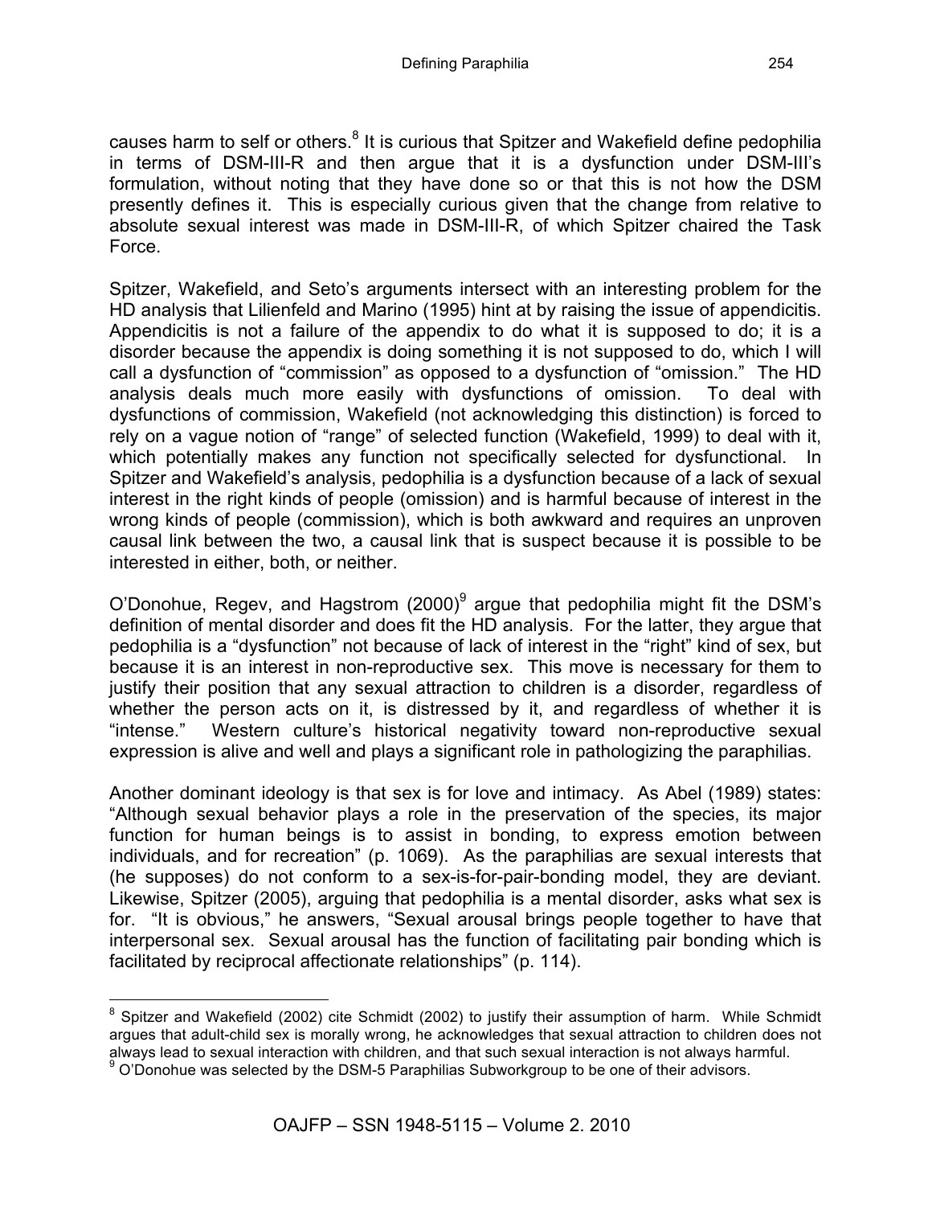causes harm to self or others.[8] It is curious that Spitzer and Wakefield define pedophilia in terms of DSM-III-R and then argue that it is a dysfunction under DSM-III's formulation, without noting that they have done so or that this is not how the DSM presently defines it. This is especially curious given that the change from relative to absolute sexual interest was made in DSM-III-R, of which Spitzer chaired the Task Force.

Spitzer, Wakefield, and Seto's arguments intersect with an interesting problem for the HD analysis that Lilienfeld and Marino (1995) hint at by raising the issue of appendicitis. Appendicitis is not a failure of the appendix to do what it is supposed to do; it is a disorder because the appendix is doing something it is not supposed to do, which I will call a dysfunction of "commission" as opposed to a dysfunction of "omission." The HD analysis deals much more easily with dysfunctions of omission. To deal with dysfunctions of commission, Wakefield (not acknowledging this distinction) is forced to rely on a vague notion of "range" of selected function (Wakefield, 1999) to deal with it, which potentially makes any function not specifically selected for dysfunctional. In Spitzer and Wakefield's analysis, pedophilia is a dysfunction because of a lack of sexual interest in the right kinds of people (omission) and is harmful because of interest in the wrong kinds of people (commission), which is both awkward and requires an unproven causal link between the two, a causal link that is suspect because it is possible to be interested in either, both, or neither.

O'Donohue, Regev, and Hagstrom (2000)[9] argue that pedophilia might fit the DSM's definition of mental disorder and does fit the HD analysis. For the latter, they argue that pedophilia is a "dysfunction" not because of lack of interest in the "right" kind of sex, but because it is an interest in non-reproductive sex. This move is necessary for them to justify their position that any sexual attraction to children is a disorder, regardless of whether the person acts on it, is distressed by it, and regardless of whether it is "intense." Western culture's historical negativity toward non-reproductive sexual expression is alive and well and plays a significant role in pathologizing the paraphilias.

Another dominant ideology is that sex is for love and intimacy. As Abel (1989) states: "Although sexual behavior plays a role in the preservation of the species, its major function for human beings is to assist in bonding, to express emotion between individuals, and for recreation" (p. 1069). As the paraphilias are sexual interests that (he supposes) do not conform to a sex-is-for-pair-bonding model, they are deviant. Likewise, Spitzer (2005), arguing that pedophilia is a mental disorder, asks what sex is for. "It is obvious," he answers, "Sexual arousal brings people together to have that interpersonal sex. Sexual arousal has the function of facilitating pair bonding which is facilitated by reciprocal affectionate relationships" (p. 114).

---

[8] Spitzer and Wakefield (2002) cite Schmidt (2002) to justify their assumption of harm. While Schmidt argues that adult-child sex is morally wrong, he acknowledges that sexual attraction to children does not always lead to sexual interaction with children, and that such sexual interaction is not always harmful.

[9] O'Donohue was selected by the DSM-5 Paraphilias Subworkgroup to be one of their advisors.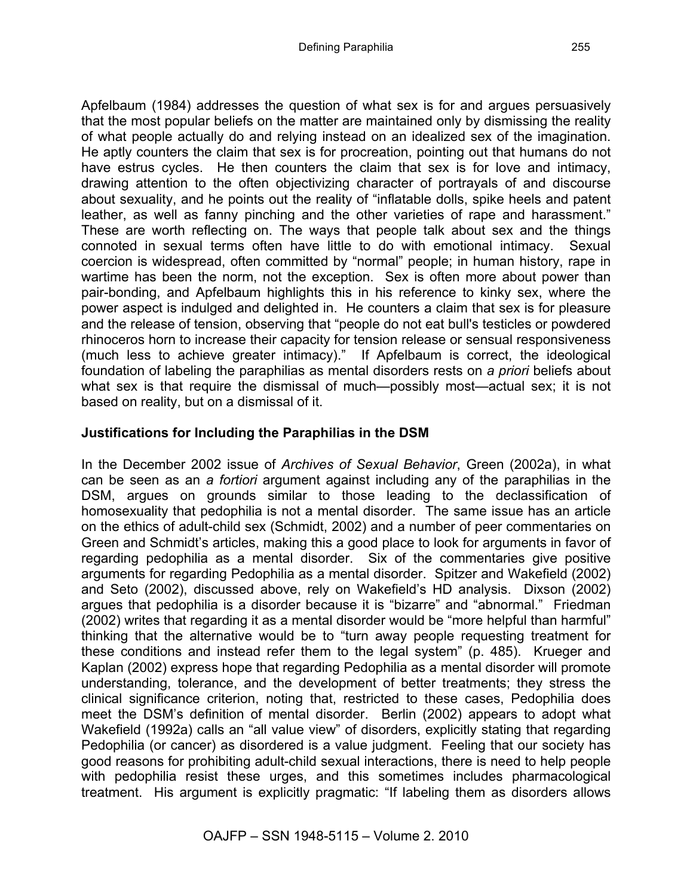Apfelbaum (1984) addresses the question of what sex is for and argues persuasively that the most popular beliefs on the matter are maintained only by dismissing the reality of what people actually do and relying instead on an idealized sex of the imagination. He aptly counters the claim that sex is for procreation, pointing out that humans do not have estrus cycles. He then counters the claim that sex is for love and intimacy, drawing attention to the often objectivizing character of portrayals of and discourse about sexuality, and he points out the reality of "inflatable dolls, spike heels and patent leather, as well as fanny pinching and the other varieties of rape and harassment." These are worth reflecting on. The ways that people talk about sex and the things connoted in sexual terms often have little to do with emotional intimacy. Sexual coercion is widespread, often committed by "normal" people; in human history, rape in wartime has been the norm, not the exception. Sex is often more about power than pair-bonding, and Apfelbaum highlights this in his reference to kinky sex, where the power aspect is indulged and delighted in. He counters a claim that sex is for pleasure and the release of tension, observing that "people do not eat bull's testicles or powdered rhinoceros horn to increase their capacity for tension release or sensual responsiveness (much less to achieve greater intimacy)." If Apfelbaum is correct, the ideological foundation of labeling the paraphilias as mental disorders rests on *a priori* beliefs about what sex is that require the dismissal of much—possibly most—actual sex; it is not based on reality, but on a dismissal of it.

## Justifications for Including the Paraphilias in the DSM

In the December 2002 issue of *Archives of Sexual Behavior*, Green (2002a), in what can be seen as an *a fortiori* argument against including any of the paraphilias in the DSM, argues on grounds similar to those leading to the declassification of homosexuality that pedophilia is not a mental disorder. The same issue has an article on the ethics of adult-child sex (Schmidt, 2002) and a number of peer commentaries on Green and Schmidt's articles, making this a good place to look for arguments in favor of regarding pedophilia as a mental disorder. Six of the commentaries give positive arguments for regarding Pedophilia as a mental disorder. Spitzer and Wakefield (2002) and Seto (2002), discussed above, rely on Wakefield's HD analysis. Dixson (2002) argues that pedophilia is a disorder because it is "bizarre" and "abnormal." Friedman (2002) writes that regarding it as a mental disorder would be "more helpful than harmful" thinking that the alternative would be to "turn away people requesting treatment for these conditions and instead refer them to the legal system" (p. 485). Krueger and Kaplan (2002) express hope that regarding Pedophilia as a mental disorder will promote understanding, tolerance, and the development of better treatments; they stress the clinical significance criterion, noting that, restricted to these cases, Pedophilia does meet the DSM's definition of mental disorder. Berlin (2002) appears to adopt what Wakefield (1992a) calls an "all value view" of disorders, explicitly stating that regarding Pedophilia (or cancer) as disordered is a value judgment. Feeling that our society has good reasons for prohibiting adult-child sexual interactions, there is need to help people with pedophilia resist these urges, and this sometimes includes pharmacological treatment. His argument is explicitly pragmatic: "If labeling them as disorders allows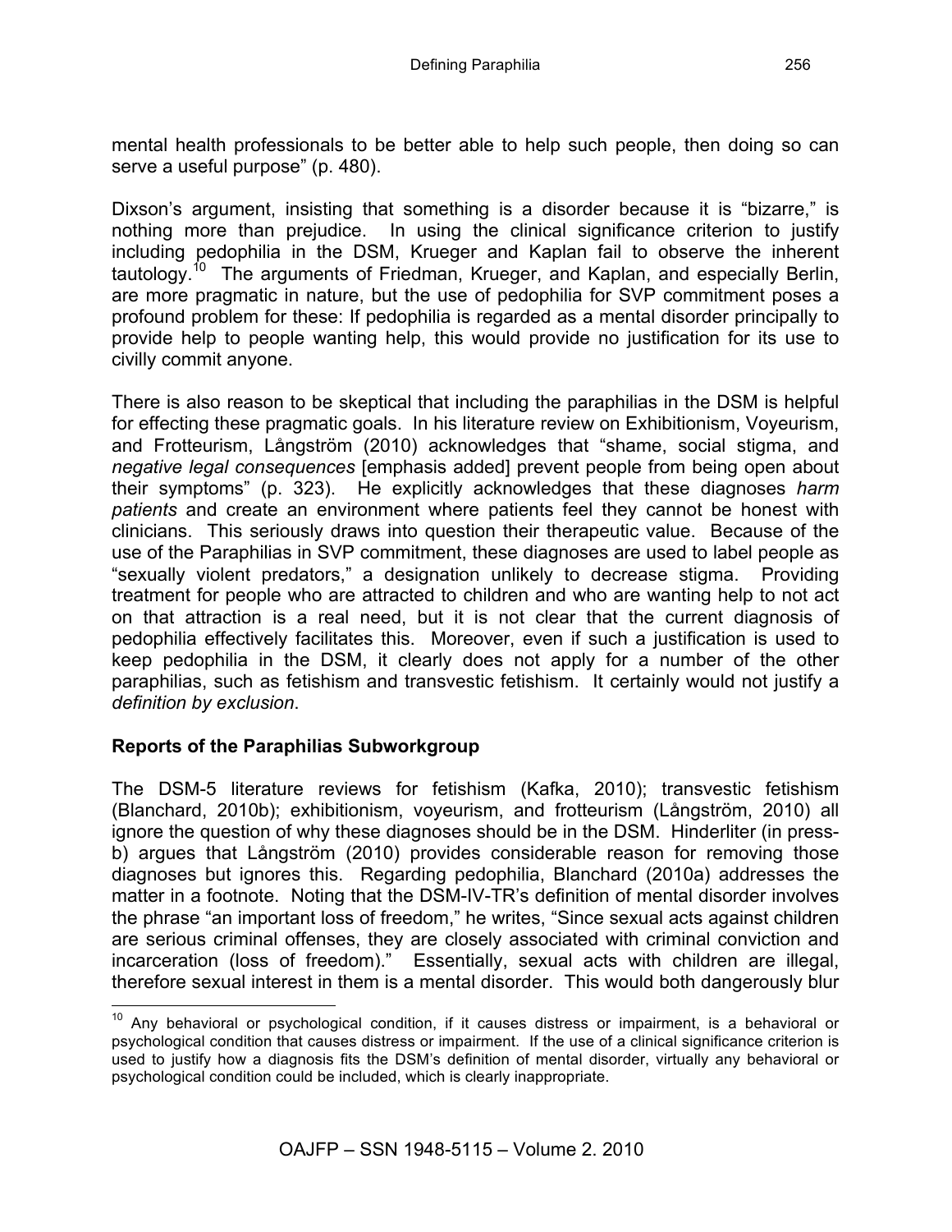mental health professionals to be better able to help such people, then doing so can serve a useful purpose" (p. 480).

Dixson's argument, insisting that something is a disorder because it is "bizarre," is nothing more than prejudice. In using the clinical significance criterion to justify including pedophilia in the DSM, Krueger and Kaplan fail to observe the inherent tautology.[10] The arguments of Friedman, Krueger, and Kaplan, and especially Berlin, are more pragmatic in nature, but the use of pedophilia for SVP commitment poses a profound problem for these: If pedophilia is regarded as a mental disorder principally to provide help to people wanting help, this would provide no justification for its use to civilly commit anyone.

There is also reason to be skeptical that including the paraphilias in the DSM is helpful for effecting these pragmatic goals. In his literature review on Exhibitionism, Voyeurism, and Frotteurism, Långström (2010) acknowledges that "shame, social stigma, and *negative legal consequences* [emphasis added] prevent people from being open about their symptoms" (p. 323). He explicitly acknowledges that these diagnoses *harm patients* and create an environment where patients feel they cannot be honest with clinicians. This seriously draws into question their therapeutic value. Because of the use of the Paraphilias in SVP commitment, these diagnoses are used to label people as "sexually violent predators," a designation unlikely to decrease stigma. Providing treatment for people who are attracted to children and who are wanting help to not act on that attraction is a real need, but it is not clear that the current diagnosis of pedophilia effectively facilitates this. Moreover, even if such a justification is used to keep pedophilia in the DSM, it clearly does not apply for a number of the other paraphilias, such as fetishism and transvestic fetishism. It certainly would not justify a *definition by exclusion*.

## Reports of the Paraphilias Subworkgroup

The DSM-5 literature reviews for fetishism (Kafka, 2010); transvestic fetishism (Blanchard, 2010b); exhibitionism, voyeurism, and frotteurism (Långström, 2010) all ignore the question of why these diagnoses should be in the DSM. Hinderliter (in press-b) argues that Långström (2010) provides considerable reason for removing those diagnoses but ignores this. Regarding pedophilia, Blanchard (2010a) addresses the matter in a footnote. Noting that the DSM-IV-TR's definition of mental disorder involves the phrase "an important loss of freedom," he writes, "Since sexual acts against children are serious criminal offenses, they are closely associated with criminal conviction and incarceration (loss of freedom)." Essentially, sexual acts with children are illegal, therefore sexual interest in them is a mental disorder. This would both dangerously blur

---

[10] Any behavioral or psychological condition, if it causes distress or impairment, is a behavioral or psychological condition that causes distress or impairment. If the use of a clinical significance criterion is used to justify how a diagnosis fits the DSM's definition of mental disorder, virtually any behavioral or psychological condition could be included, which is clearly inappropriate.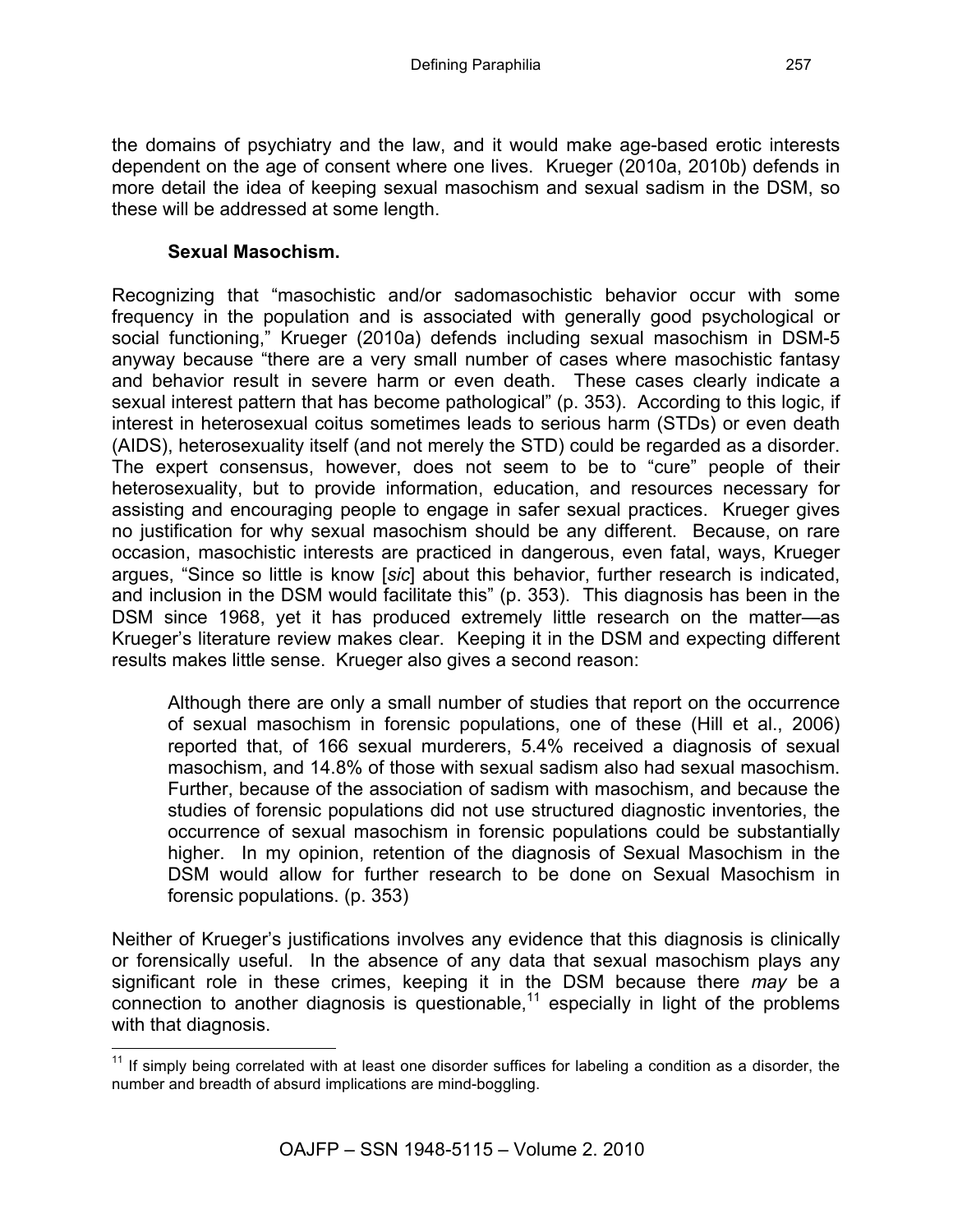the domains of psychiatry and the law, and it would make age-based erotic interests dependent on the age of consent where one lives. Krueger (2010a, 2010b) defends in more detail the idea of keeping sexual masochism and sexual sadism in the DSM, so these will be addressed at some length.

### Sexual Masochism.

Recognizing that "masochistic and/or sadomasochistic behavior occur with some frequency in the population and is associated with generally good psychological or social functioning," Krueger (2010a) defends including sexual masochism in DSM-5 anyway because "there are a very small number of cases where masochistic fantasy and behavior result in severe harm or even death. These cases clearly indicate a sexual interest pattern that has become pathological" (p. 353). According to this logic, if interest in heterosexual coitus sometimes leads to serious harm (STDs) or even death (AIDS), heterosexuality itself (and not merely the STD) could be regarded as a disorder. The expert consensus, however, does not seem to be to "cure" people of their heterosexuality, but to provide information, education, and resources necessary for assisting and encouraging people to engage in safer sexual practices. Krueger gives no justification for why sexual masochism should be any different. Because, on rare occasion, masochistic interests are practiced in dangerous, even fatal, ways, Krueger argues, "Since so little is know [*sic*] about this behavior, further research is indicated, and inclusion in the DSM would facilitate this" (p. 353). This diagnosis has been in the DSM since 1968, yet it has produced extremely little research on the matter—as Krueger's literature review makes clear. Keeping it in the DSM and expecting different results makes little sense. Krueger also gives a second reason:

> Although there are only a small number of studies that report on the occurrence of sexual masochism in forensic populations, one of these (Hill et al., 2006) reported that, of 166 sexual murderers, 5.4% received a diagnosis of sexual masochism, and 14.8% of those with sexual sadism also had sexual masochism. Further, because of the association of sadism with masochism, and because the studies of forensic populations did not use structured diagnostic inventories, the occurrence of sexual masochism in forensic populations could be substantially higher. In my opinion, retention of the diagnosis of Sexual Masochism in the DSM would allow for further research to be done on Sexual Masochism in forensic populations. (p. 353)

Neither of Krueger's justifications involves any evidence that this diagnosis is clinically or forensically useful. In the absence of any data that sexual masochism plays any significant role in these crimes, keeping it in the DSM because there *may* be a connection to another diagnosis is questionable,[11] especially in light of the problems with that diagnosis.

[11] If simply being correlated with at least one disorder suffices for labeling a condition as a disorder, the number and breadth of absurd implications are mind-boggling.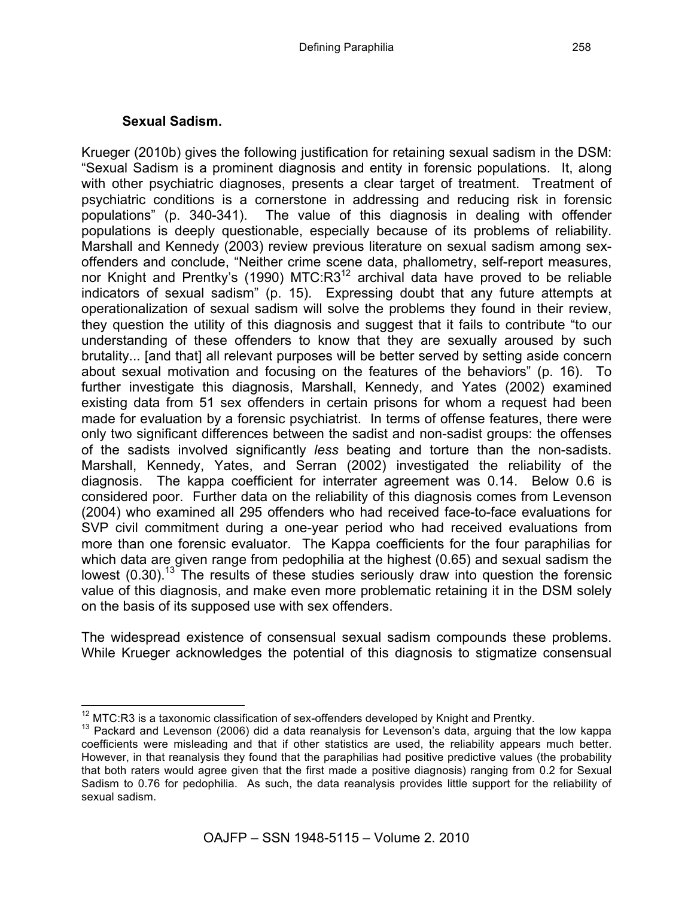### Sexual Sadism.

Krueger (2010b) gives the following justification for retaining sexual sadism in the DSM: "Sexual Sadism is a prominent diagnosis and entity in forensic populations. It, along with other psychiatric diagnoses, presents a clear target of treatment. Treatment of psychiatric conditions is a cornerstone in addressing and reducing risk in forensic populations" (p. 340-341). The value of this diagnosis in dealing with offender populations is deeply questionable, especially because of its problems of reliability. Marshall and Kennedy (2003) review previous literature on sexual sadism among sex-offenders and conclude, "Neither crime scene data, phallometry, self-report measures, nor Knight and Prentky's (1990) MTC:R3[12] archival data have proved to be reliable indicators of sexual sadism" (p. 15). Expressing doubt that any future attempts at operationalization of sexual sadism will solve the problems they found in their review, they question the utility of this diagnosis and suggest that it fails to contribute "to our understanding of these offenders to know that they are sexually aroused by such brutality... [and that] all relevant purposes will be better served by setting aside concern about sexual motivation and focusing on the features of the behaviors" (p. 16). To further investigate this diagnosis, Marshall, Kennedy, and Yates (2002) examined existing data from 51 sex offenders in certain prisons for whom a request had been made for evaluation by a forensic psychiatrist. In terms of offense features, there were only two significant differences between the sadist and non-sadist groups: the offenses of the sadists involved significantly *less* beating and torture than the non-sadists. Marshall, Kennedy, Yates, and Serran (2002) investigated the reliability of the diagnosis. The kappa coefficient for interrater agreement was 0.14. Below 0.6 is considered poor. Further data on the reliability of this diagnosis comes from Levenson (2004) who examined all 295 offenders who had received face-to-face evaluations for SVP civil commitment during a one-year period who had received evaluations from more than one forensic evaluator. The Kappa coefficients for the four paraphilias for which data are given range from pedophilia at the highest (0.65) and sexual sadism the lowest (0.30).[13] The results of these studies seriously draw into question the forensic value of this diagnosis, and make even more problematic retaining it in the DSM solely on the basis of its supposed use with sex offenders.

The widespread existence of consensual sexual sadism compounds these problems. While Krueger acknowledges the potential of this diagnosis to stigmatize consensual

---

[12] MTC:R3 is a taxonomic classification of sex-offenders developed by Knight and Prentky.

[13] Packard and Levenson (2006) did a data reanalysis for Levenson's data, arguing that the low kappa coefficients were misleading and that if other statistics are used, the reliability appears much better. However, in that reanalysis they found that the paraphilias had positive predictive values (the probability that both raters would agree given that the first made a positive diagnosis) ranging from 0.2 for Sexual Sadism to 0.76 for pedophilia. As such, the data reanalysis provides little support for the reliability of sexual sadism.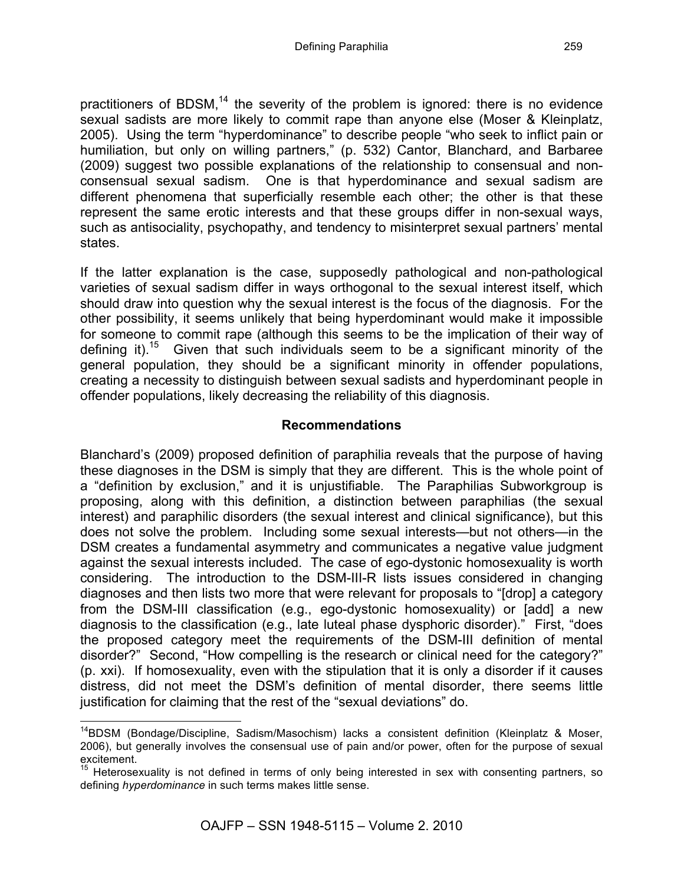practitioners of BDSM,[14] the severity of the problem is ignored: there is no evidence sexual sadists are more likely to commit rape than anyone else (Moser & Kleinplatz, 2005). Using the term "hyperdominance" to describe people "who seek to inflict pain or humiliation, but only on willing partners," (p. 532) Cantor, Blanchard, and Barbaree (2009) suggest two possible explanations of the relationship to consensual and non-consensual sexual sadism. One is that hyperdominance and sexual sadism are different phenomena that superficially resemble each other; the other is that these represent the same erotic interests and that these groups differ in non-sexual ways, such as antisociality, psychopathy, and tendency to misinterpret sexual partners' mental states.

If the latter explanation is the case, supposedly pathological and non-pathological varieties of sexual sadism differ in ways orthogonal to the sexual interest itself, which should draw into question why the sexual interest is the focus of the diagnosis. For the other possibility, it seems unlikely that being hyperdominant would make it impossible for someone to commit rape (although this seems to be the implication of their way of defining it).[15] Given that such individuals seem to be a significant minority of the general population, they should be a significant minority in offender populations, creating a necessity to distinguish between sexual sadists and hyperdominant people in offender populations, likely decreasing the reliability of this diagnosis.

## Recommendations

Blanchard's (2009) proposed definition of paraphilia reveals that the purpose of having these diagnoses in the DSM is simply that they are different. This is the whole point of a "definition by exclusion," and it is unjustifiable. The Paraphilias Subworkgroup is proposing, along with this definition, a distinction between paraphilias (the sexual interest) and paraphilic disorders (the sexual interest and clinical significance), but this does not solve the problem. Including some sexual interests—but not others—in the DSM creates a fundamental asymmetry and communicates a negative value judgment against the sexual interests included. The case of ego-dystonic homosexuality is worth considering. The introduction to the DSM-III-R lists issues considered in changing diagnoses and then lists two more that were relevant for proposals to "[drop] a category from the DSM-III classification (e.g., ego-dystonic homosexuality) or [add] a new diagnosis to the classification (e.g., late luteal phase dysphoric disorder)." First, "does the proposed category meet the requirements of the DSM-III definition of mental disorder?" Second, "How compelling is the research or clinical need for the category?" (p. xxi). If homosexuality, even with the stipulation that it is only a disorder if it causes distress, did not meet the DSM's definition of mental disorder, there seems little justification for claiming that the rest of the "sexual deviations" do.

---

[14]BDSM (Bondage/Discipline, Sadism/Masochism) lacks a consistent definition (Kleinplatz & Moser, 2006), but generally involves the consensual use of pain and/or power, often for the purpose of sexual excitement.

[15] Heterosexuality is not defined in terms of only being interested in sex with consenting partners, so defining *hyperdominance* in such terms makes little sense.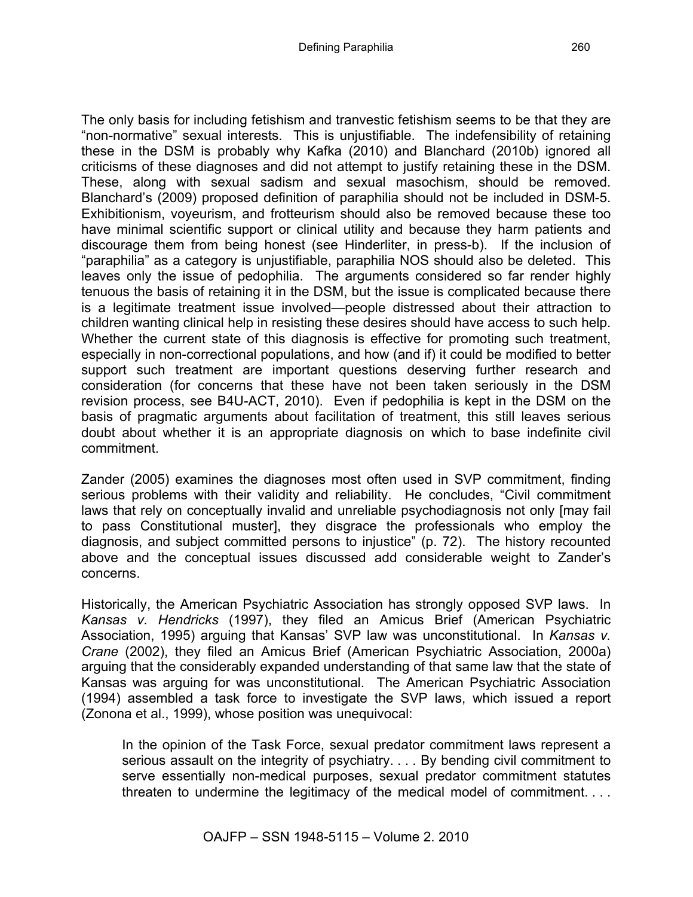The only basis for including fetishism and tranvestic fetishism seems to be that they are "non-normative" sexual interests. This is unjustifiable. The indefensibility of retaining these in the DSM is probably why Kafka (2010) and Blanchard (2010b) ignored all criticisms of these diagnoses and did not attempt to justify retaining these in the DSM. These, along with sexual sadism and sexual masochism, should be removed. Blanchard's (2009) proposed definition of paraphilia should not be included in DSM-5. Exhibitionism, voyeurism, and frotteurism should also be removed because these too have minimal scientific support or clinical utility and because they harm patients and discourage them from being honest (see Hinderliter, in press-b). If the inclusion of "paraphilia" as a category is unjustifiable, paraphilia NOS should also be deleted. This leaves only the issue of pedophilia. The arguments considered so far render highly tenuous the basis of retaining it in the DSM, but the issue is complicated because there is a legitimate treatment issue involved—people distressed about their attraction to children wanting clinical help in resisting these desires should have access to such help. Whether the current state of this diagnosis is effective for promoting such treatment, especially in non-correctional populations, and how (and if) it could be modified to better support such treatment are important questions deserving further research and consideration (for concerns that these have not been taken seriously in the DSM revision process, see B4U-ACT, 2010). Even if pedophilia is kept in the DSM on the basis of pragmatic arguments about facilitation of treatment, this still leaves serious doubt about whether it is an appropriate diagnosis on which to base indefinite civil commitment.

Zander (2005) examines the diagnoses most often used in SVP commitment, finding serious problems with their validity and reliability. He concludes, "Civil commitment laws that rely on conceptually invalid and unreliable psychodiagnosis not only [may fail to pass Constitutional muster], they disgrace the professionals who employ the diagnosis, and subject committed persons to injustice" (p. 72). The history recounted above and the conceptual issues discussed add considerable weight to Zander's concerns.

Historically, the American Psychiatric Association has strongly opposed SVP laws. In *Kansas v. Hendricks* (1997), they filed an Amicus Brief (American Psychiatric Association, 1995) arguing that Kansas' SVP law was unconstitutional. In *Kansas v. Crane* (2002), they filed an Amicus Brief (American Psychiatric Association, 2000a) arguing that the considerably expanded understanding of that same law that the state of Kansas was arguing for was unconstitutional. The American Psychiatric Association (1994) assembled a task force to investigate the SVP laws, which issued a report (Zonona et al., 1999), whose position was unequivocal:

> In the opinion of the Task Force, sexual predator commitment laws represent a serious assault on the integrity of psychiatry. . . . By bending civil commitment to serve essentially non-medical purposes, sexual predator commitment statutes threaten to undermine the legitimacy of the medical model of commitment. . . .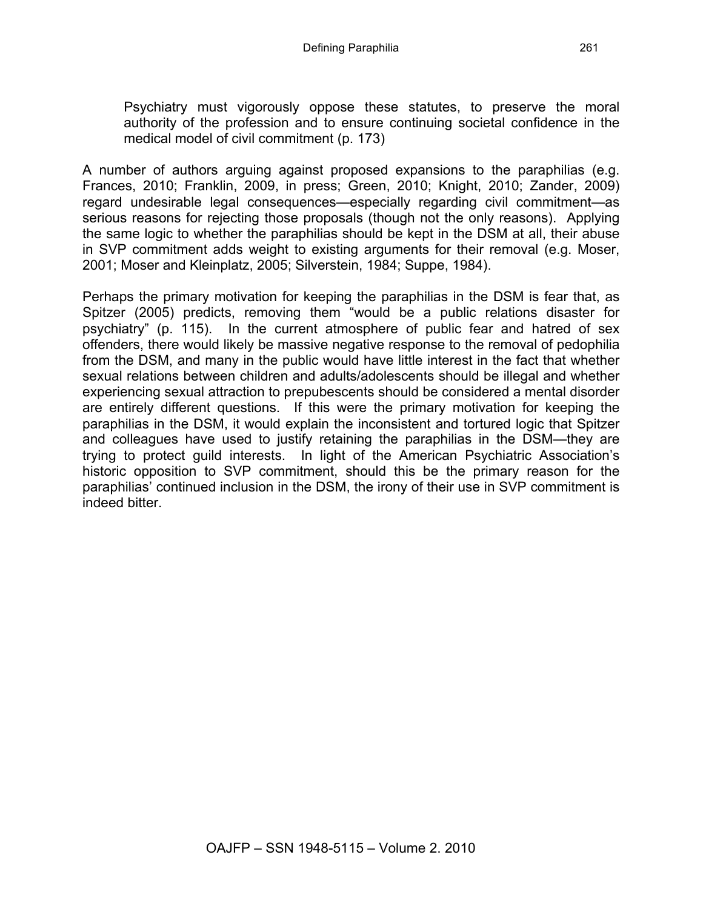> Psychiatry must vigorously oppose these statutes, to preserve the moral authority of the profession and to ensure continuing societal confidence in the medical model of civil commitment (p. 173)

A number of authors arguing against proposed expansions to the paraphilias (e.g. Frances, 2010; Franklin, 2009, in press; Green, 2010; Knight, 2010; Zander, 2009) regard undesirable legal consequences—especially regarding civil commitment—as serious reasons for rejecting those proposals (though not the only reasons). Applying the same logic to whether the paraphilias should be kept in the DSM at all, their abuse in SVP commitment adds weight to existing arguments for their removal (e.g. Moser, 2001; Moser and Kleinplatz, 2005; Silverstein, 1984; Suppe, 1984).

Perhaps the primary motivation for keeping the paraphilias in the DSM is fear that, as Spitzer (2005) predicts, removing them "would be a public relations disaster for psychiatry" (p. 115). In the current atmosphere of public fear and hatred of sex offenders, there would likely be massive negative response to the removal of pedophilia from the DSM, and many in the public would have little interest in the fact that whether sexual relations between children and adults/adolescents should be illegal and whether experiencing sexual attraction to prepubescents should be considered a mental disorder are entirely different questions. If this were the primary motivation for keeping the paraphilias in the DSM, it would explain the inconsistent and tortured logic that Spitzer and colleagues have used to justify retaining the paraphilias in the DSM—they are trying to protect guild interests. In light of the American Psychiatric Association's historic opposition to SVP commitment, should this be the primary reason for the paraphilias' continued inclusion in the DSM, the irony of their use in SVP commitment is indeed bitter.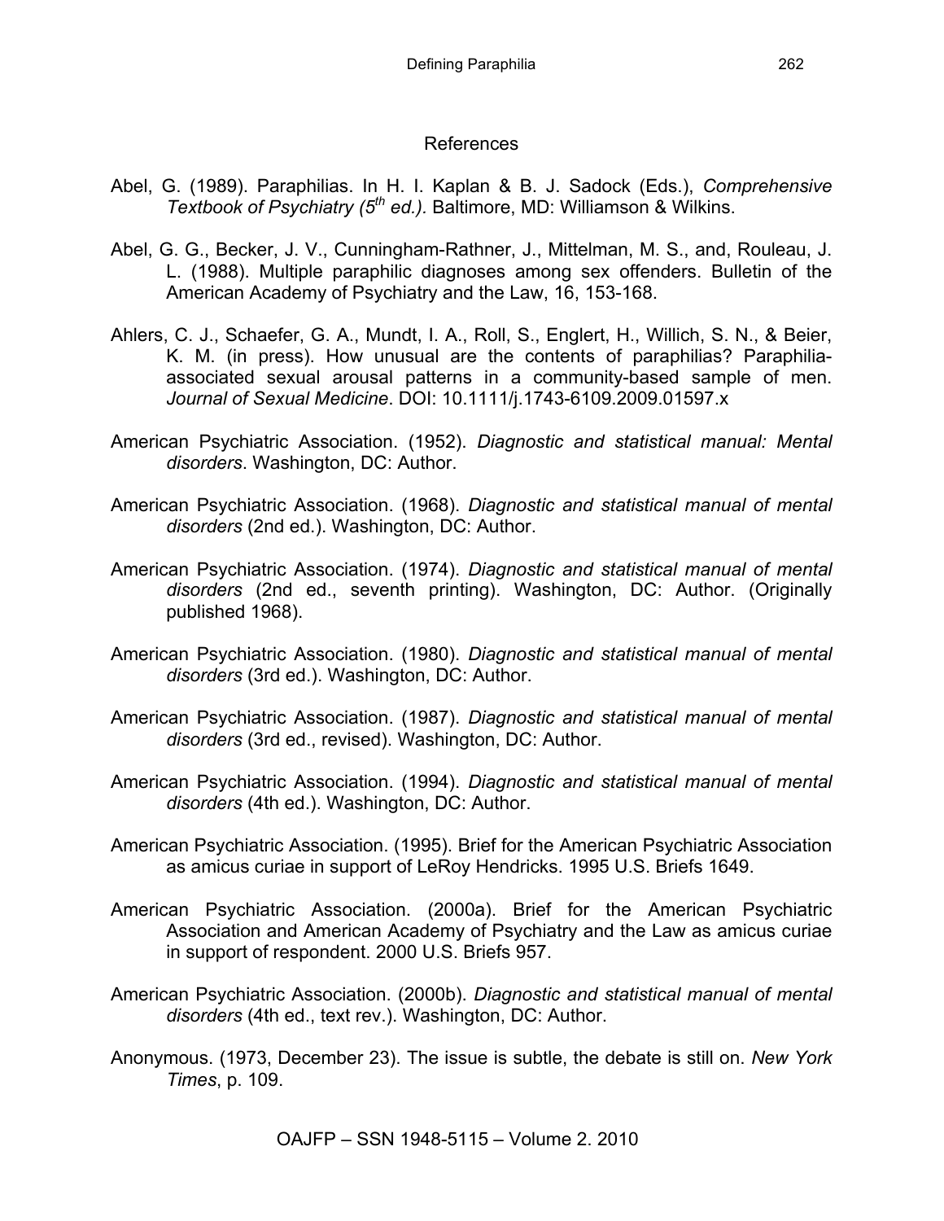## References

Abel, G. (1989). Paraphilias. In H. I. Kaplan & B. J. Sadock (Eds.), *Comprehensive Textbook of Psychiatry (5th ed.).* Baltimore, MD: Williamson & Wilkins.

Abel, G. G., Becker, J. V., Cunningham-Rathner, J., Mittelman, M. S., and, Rouleau, J. L. (1988). Multiple paraphilic diagnoses among sex offenders. Bulletin of the American Academy of Psychiatry and the Law, 16, 153-168.

Ahlers, C. J., Schaefer, G. A., Mundt, I. A., Roll, S., Englert, H., Willich, S. N., & Beier, K. M. (in press). How unusual are the contents of paraphilias? Paraphilia-associated sexual arousal patterns in a community-based sample of men. *Journal of Sexual Medicine*. DOI: 10.1111/j.1743-6109.2009.01597.x

American Psychiatric Association. (1952). *Diagnostic and statistical manual: Mental disorders*. Washington, DC: Author.

American Psychiatric Association. (1968). *Diagnostic and statistical manual of mental disorders* (2nd ed.). Washington, DC: Author.

American Psychiatric Association. (1974). *Diagnostic and statistical manual of mental disorders* (2nd ed., seventh printing). Washington, DC: Author. (Originally published 1968).

American Psychiatric Association. (1980). *Diagnostic and statistical manual of mental disorders* (3rd ed.). Washington, DC: Author.

American Psychiatric Association. (1987). *Diagnostic and statistical manual of mental disorders* (3rd ed., revised). Washington, DC: Author.

American Psychiatric Association. (1994). *Diagnostic and statistical manual of mental disorders* (4th ed.). Washington, DC: Author.

American Psychiatric Association. (1995). Brief for the American Psychiatric Association as amicus curiae in support of LeRoy Hendricks. 1995 U.S. Briefs 1649.

American Psychiatric Association. (2000a). Brief for the American Psychiatric Association and American Academy of Psychiatry and the Law as amicus curiae in support of respondent. 2000 U.S. Briefs 957.

American Psychiatric Association. (2000b). *Diagnostic and statistical manual of mental disorders* (4th ed., text rev.). Washington, DC: Author.

Anonymous. (1973, December 23). The issue is subtle, the debate is still on. *New York Times*, p. 109.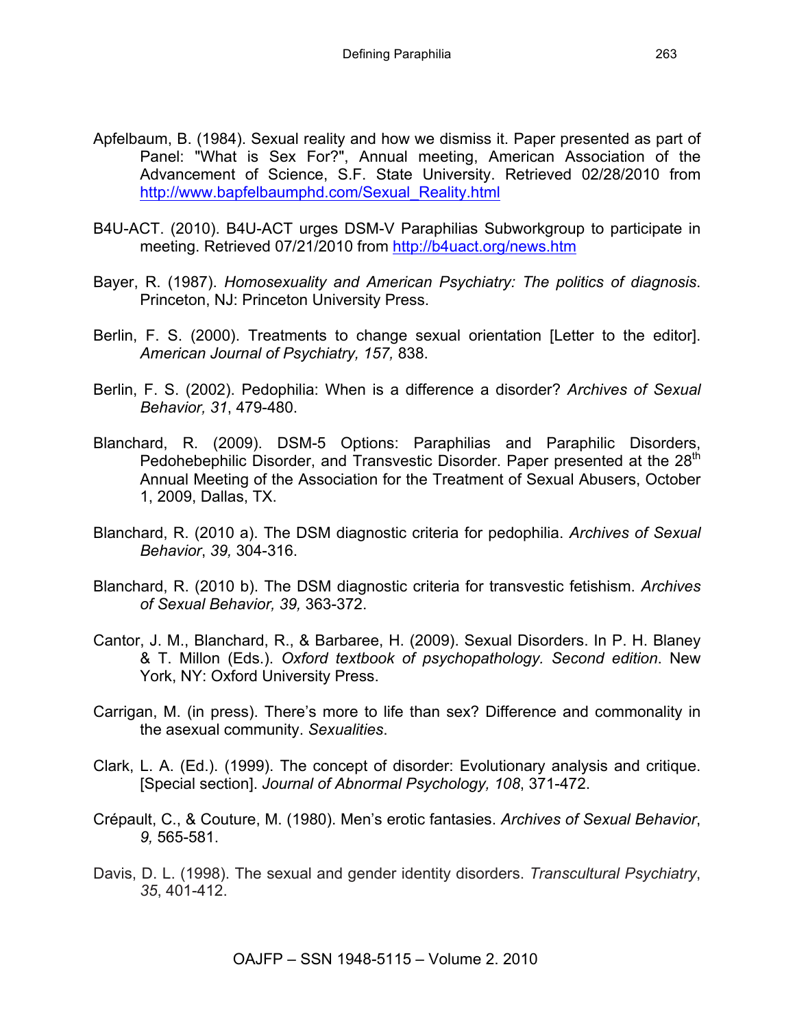Apfelbaum, B. (1984). Sexual reality and how we dismiss it. Paper presented as part of Panel: "What is Sex For?", Annual meeting, American Association of the Advancement of Science, S.F. State University. Retrieved 02/28/2010 from http://www.bapfelbaumphd.com/Sexual_Reality.html

B4U-ACT. (2010). B4U-ACT urges DSM-V Paraphilias Subworkgroup to participate in meeting. Retrieved 07/21/2010 from http://b4uact.org/news.htm

Bayer, R. (1987). *Homosexuality and American Psychiatry: The politics of diagnosis*. Princeton, NJ: Princeton University Press.

Berlin, F. S. (2000). Treatments to change sexual orientation [Letter to the editor]. *American Journal of Psychiatry, 157,* 838.

Berlin, F. S. (2002). Pedophilia: When is a difference a disorder? *Archives of Sexual Behavior, 31*, 479-480.

Blanchard, R. (2009). DSM-5 Options: Paraphilias and Paraphilic Disorders, Pedohebephilic Disorder, and Transvestic Disorder. Paper presented at the 28th Annual Meeting of the Association for the Treatment of Sexual Abusers, October 1, 2009, Dallas, TX.

Blanchard, R. (2010 a). The DSM diagnostic criteria for pedophilia. *Archives of Sexual Behavior*, *39,* 304-316.

Blanchard, R. (2010 b). The DSM diagnostic criteria for transvestic fetishism. *Archives of Sexual Behavior, 39,* 363-372.

Cantor, J. M., Blanchard, R., & Barbaree, H. (2009). Sexual Disorders. In P. H. Blaney & T. Millon (Eds.). *Oxford textbook of psychopathology. Second edition*. New York, NY: Oxford University Press.

Carrigan, M. (in press). There's more to life than sex? Difference and commonality in the asexual community. *Sexualities*.

Clark, L. A. (Ed.). (1999). The concept of disorder: Evolutionary analysis and critique. [Special section]. *Journal of Abnormal Psychology, 108*, 371-472.

Crépault, C., & Couture, M. (1980). Men's erotic fantasies. *Archives of Sexual Behavior*, *9,* 565-581.

Davis, D. L. (1998). The sexual and gender identity disorders. *Transcultural Psychiatry*, *35*, 401-412.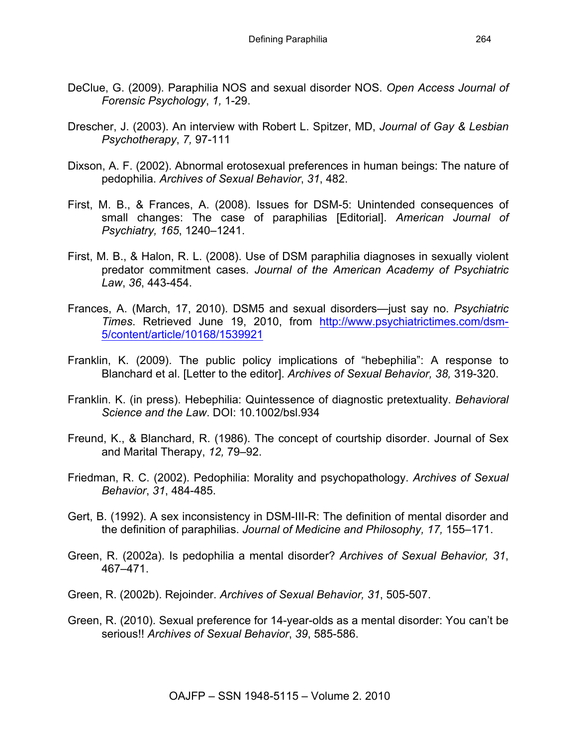DeClue, G. (2009). Paraphilia NOS and sexual disorder NOS. *Open Access Journal of Forensic Psychology*, *1,* 1-29.

Drescher, J. (2003). An interview with Robert L. Spitzer, MD, *Journal of Gay & Lesbian Psychotherapy*, *7,* 97-111

Dixson, A. F. (2002). Abnormal erotosexual preferences in human beings: The nature of pedophilia. *Archives of Sexual Behavior*, *31*, 482.

First, M. B., & Frances, A. (2008). Issues for DSM-5: Unintended consequences of small changes: The case of paraphilias [Editorial]. *American Journal of Psychiatry, 165*, 1240–1241.

First, M. B., & Halon, R. L. (2008). Use of DSM paraphilia diagnoses in sexually violent predator commitment cases. *Journal of the American Academy of Psychiatric Law*, *36*, 443-454.

Frances, A. (March, 17, 2010). DSM5 and sexual disorders—just say no. *Psychiatric Times*. Retrieved June 19, 2010, from http://www.psychiatrictimes.com/dsm-5/content/article/10168/1539921

Franklin, K. (2009). The public policy implications of "hebephilia": A response to Blanchard et al. [Letter to the editor]. *Archives of Sexual Behavior, 38,* 319-320.

Franklin. K. (in press). Hebephilia: Quintessence of diagnostic pretextuality. *Behavioral Science and the Law*. DOI: 10.1002/bsl.934

Freund, K., & Blanchard, R. (1986). The concept of courtship disorder. Journal of Sex and Marital Therapy, *12,* 79–92.

Friedman, R. C. (2002). Pedophilia: Morality and psychopathology. *Archives of Sexual Behavior*, *31*, 484-485.

Gert, B. (1992). A sex inconsistency in DSM-III-R: The definition of mental disorder and the definition of paraphilias. *Journal of Medicine and Philosophy, 17,* 155–171.

Green, R. (2002a). Is pedophilia a mental disorder? *Archives of Sexual Behavior, 31*, 467–471.

Green, R. (2002b). Rejoinder. *Archives of Sexual Behavior, 31*, 505-507.

Green, R. (2010). Sexual preference for 14-year-olds as a mental disorder: You can't be serious!! *Archives of Sexual Behavior*, *39*, 585-586.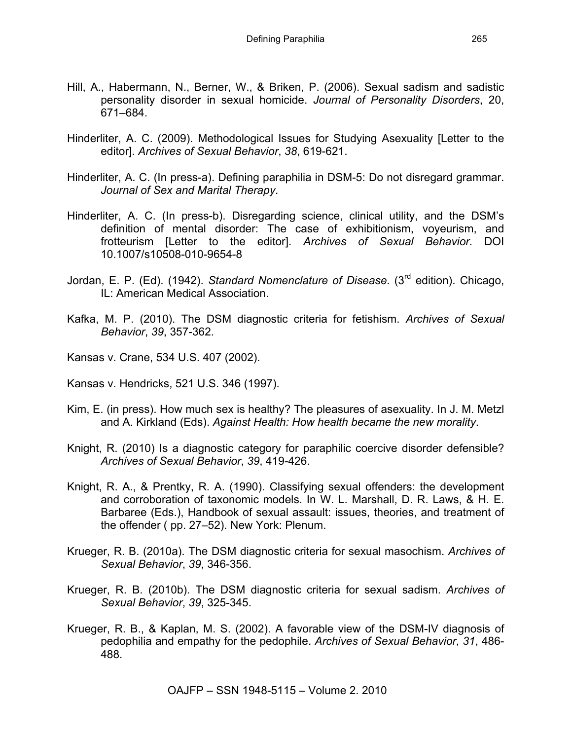Hill, A., Habermann, N., Berner, W., & Briken, P. (2006). Sexual sadism and sadistic personality disorder in sexual homicide. *Journal of Personality Disorders*, 20, 671–684.

Hinderliter, A. C. (2009). Methodological Issues for Studying Asexuality [Letter to the editor]. *Archives of Sexual Behavior*, *38*, 619-621.

Hinderliter, A. C. (In press-a). Defining paraphilia in DSM-5: Do not disregard grammar. *Journal of Sex and Marital Therapy*.

Hinderliter, A. C. (In press-b). Disregarding science, clinical utility, and the DSM's definition of mental disorder: The case of exhibitionism, voyeurism, and frotteurism [Letter to the editor]. *Archives of Sexual Behavior*. DOI 10.1007/s10508-010-9654-8

Jordan, E. P. (Ed). (1942). *Standard Nomenclature of Disease*. (3rd edition). Chicago, IL: American Medical Association.

Kafka, M. P. (2010). The DSM diagnostic criteria for fetishism. *Archives of Sexual Behavior*, *39*, 357-362.

Kansas v. Crane, 534 U.S. 407 (2002).

Kansas v. Hendricks, 521 U.S. 346 (1997).

Kim, E. (in press). How much sex is healthy? The pleasures of asexuality. In J. M. Metzl and A. Kirkland (Eds). *Against Health: How health became the new morality*.

Knight, R. (2010) Is a diagnostic category for paraphilic coercive disorder defensible? *Archives of Sexual Behavior*, *39*, 419-426.

Knight, R. A., & Prentky, R. A. (1990). Classifying sexual offenders: the development and corroboration of taxonomic models. In W. L. Marshall, D. R. Laws, & H. E. Barbaree (Eds.), Handbook of sexual assault: issues, theories, and treatment of the offender ( pp. 27–52). New York: Plenum.

Krueger, R. B. (2010a). The DSM diagnostic criteria for sexual masochism. *Archives of Sexual Behavior*, *39*, 346-356.

Krueger, R. B. (2010b). The DSM diagnostic criteria for sexual sadism. *Archives of Sexual Behavior*, *39*, 325-345.

Krueger, R. B., & Kaplan, M. S. (2002). A favorable view of the DSM-IV diagnosis of pedophilia and empathy for the pedophile. *Archives of Sexual Behavior*, *31*, 486-488.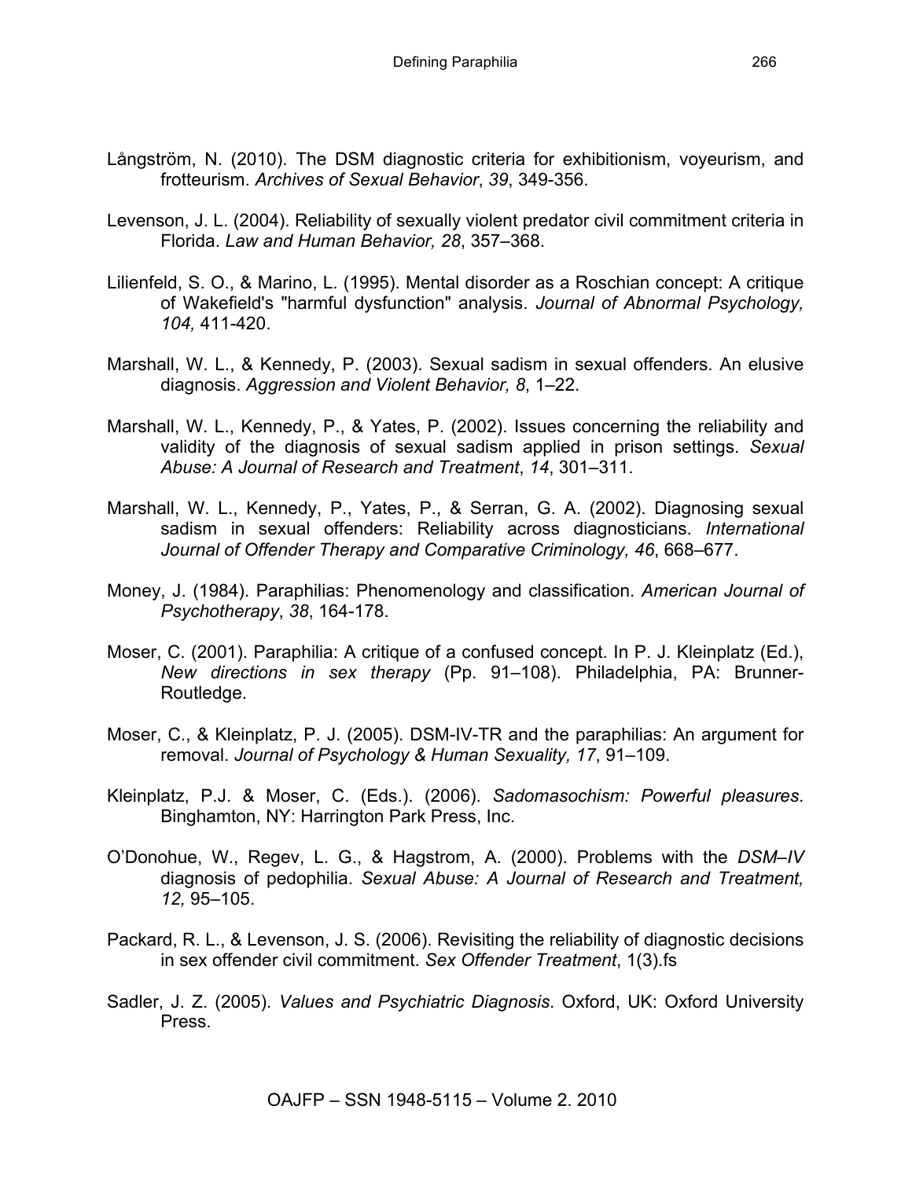Långström, N. (2010). The DSM diagnostic criteria for exhibitionism, voyeurism, and frotteurism. *Archives of Sexual Behavior*, *39*, 349-356.

Levenson, J. L. (2004). Reliability of sexually violent predator civil commitment criteria in Florida. *Law and Human Behavior, 28*, 357–368.

Lilienfeld, S. O., & Marino, L. (1995). Mental disorder as a Roschian concept: A critique of Wakefield's "harmful dysfunction" analysis. *Journal of Abnormal Psychology, 104,* 411-420.

Marshall, W. L., & Kennedy, P. (2003). Sexual sadism in sexual offenders. An elusive diagnosis. *Aggression and Violent Behavior, 8*, 1–22.

Marshall, W. L., Kennedy, P., & Yates, P. (2002). Issues concerning the reliability and validity of the diagnosis of sexual sadism applied in prison settings. *Sexual Abuse: A Journal of Research and Treatment*, *14*, 301–311.

Marshall, W. L., Kennedy, P., Yates, P., & Serran, G. A. (2002). Diagnosing sexual sadism in sexual offenders: Reliability across diagnosticians. *International Journal of Offender Therapy and Comparative Criminology, 46*, 668–677.

Money, J. (1984). Paraphilias: Phenomenology and classification. *American Journal of Psychotherapy*, *38*, 164-178.

Moser, C. (2001). Paraphilia: A critique of a confused concept. In P. J. Kleinplatz (Ed.), *New directions in sex therapy* (Pp. 91–108). Philadelphia, PA: Brunner-Routledge.

Moser, C., & Kleinplatz, P. J. (2005). DSM-IV-TR and the paraphilias: An argument for removal. *Journal of Psychology & Human Sexuality, 17*, 91–109.

Kleinplatz, P.J. & Moser, C. (Eds.). (2006). *Sadomasochism: Powerful pleasures*. Binghamton, NY: Harrington Park Press, Inc.

O'Donohue, W., Regev, L. G., & Hagstrom, A. (2000). Problems with the *DSM–IV* diagnosis of pedophilia. *Sexual Abuse: A Journal of Research and Treatment, 12,* 95–105.

Packard, R. L., & Levenson, J. S. (2006). Revisiting the reliability of diagnostic decisions in sex offender civil commitment. *Sex Offender Treatment*, 1(3).fs

Sadler, J. Z. (2005). *Values and Psychiatric Diagnosis*. Oxford, UK: Oxford University Press.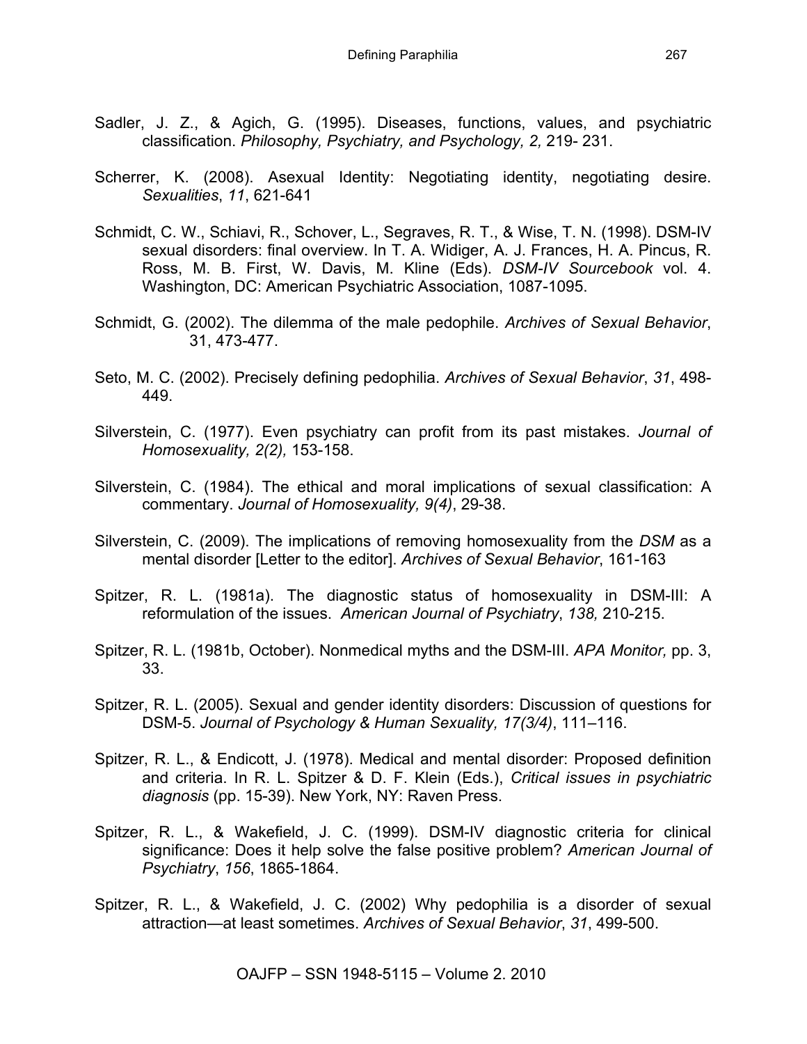Sadler, J. Z., & Agich, G. (1995). Diseases, functions, values, and psychiatric classification. *Philosophy, Psychiatry, and Psychology, 2,* 219- 231.

Scherrer, K. (2008). Asexual Identity: Negotiating identity, negotiating desire. *Sexualities*, *11*, 621-641

Schmidt, C. W., Schiavi, R., Schover, L., Segraves, R. T., & Wise, T. N. (1998). DSM-IV sexual disorders: final overview. In T. A. Widiger, A. J. Frances, H. A. Pincus, R. Ross, M. B. First, W. Davis, M. Kline (Eds). *DSM-IV Sourcebook* vol. 4. Washington, DC: American Psychiatric Association, 1087-1095.

Schmidt, G. (2002). The dilemma of the male pedophile. *Archives of Sexual Behavior*, 31, 473-477.

Seto, M. C. (2002). Precisely defining pedophilia. *Archives of Sexual Behavior*, *31*, 498-449.

Silverstein, C. (1977). Even psychiatry can profit from its past mistakes. *Journal of Homosexuality, 2(2),* 153-158.

Silverstein, C. (1984). The ethical and moral implications of sexual classification: A commentary. *Journal of Homosexuality, 9(4)*, 29-38.

Silverstein, C. (2009). The implications of removing homosexuality from the *DSM* as a mental disorder [Letter to the editor]. *Archives of Sexual Behavior*, 161-163

Spitzer, R. L. (1981a). The diagnostic status of homosexuality in DSM-III: A reformulation of the issues. *American Journal of Psychiatry*, *138,* 210-215.

Spitzer, R. L. (1981b, October). Nonmedical myths and the DSM-III. *APA Monitor,* pp. 3, 33.

Spitzer, R. L. (2005). Sexual and gender identity disorders: Discussion of questions for DSM-5. *Journal of Psychology & Human Sexuality, 17(3/4)*, 111–116.

Spitzer, R. L., & Endicott, J. (1978). Medical and mental disorder: Proposed definition and criteria. In R. L. Spitzer & D. F. Klein (Eds.), *Critical issues in psychiatric diagnosis* (pp. 15-39). New York, NY: Raven Press.

Spitzer, R. L., & Wakefield, J. C. (1999). DSM-IV diagnostic criteria for clinical significance: Does it help solve the false positive problem? *American Journal of Psychiatry*, *156*, 1865-1864.

Spitzer, R. L., & Wakefield, J. C. (2002) Why pedophilia is a disorder of sexual attraction—at least sometimes. *Archives of Sexual Behavior*, *31*, 499-500.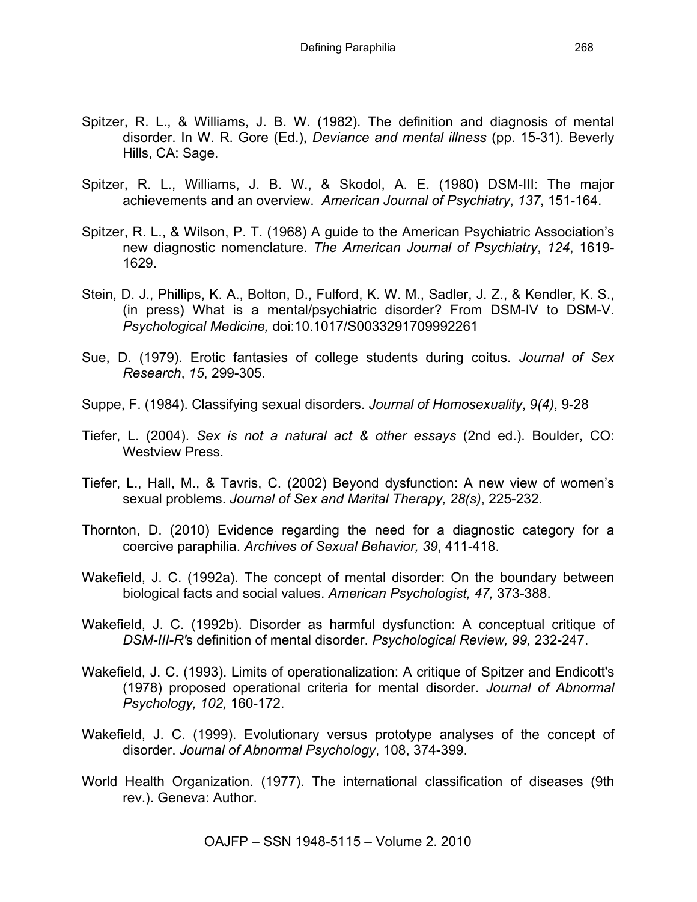Spitzer, R. L., & Williams, J. B. W. (1982). The definition and diagnosis of mental disorder. In W. R. Gore (Ed.), *Deviance and mental illness* (pp. 15-31). Beverly Hills, CA: Sage.

Spitzer, R. L., Williams, J. B. W., & Skodol, A. E. (1980) DSM-III: The major achievements and an overview. *American Journal of Psychiatry*, *137*, 151-164.

Spitzer, R. L., & Wilson, P. T. (1968) A guide to the American Psychiatric Association's new diagnostic nomenclature. *The American Journal of Psychiatry*, *124*, 1619-1629.

Stein, D. J., Phillips, K. A., Bolton, D., Fulford, K. W. M., Sadler, J. Z., & Kendler, K. S., (in press) What is a mental/psychiatric disorder? From DSM-IV to DSM-V. *Psychological Medicine,* doi:10.1017/S0033291709992261

Sue, D. (1979). Erotic fantasies of college students during coitus. *Journal of Sex Research*, *15*, 299-305.

Suppe, F. (1984). Classifying sexual disorders. *Journal of Homosexuality*, *9(4)*, 9-28

Tiefer, L. (2004). *Sex is not a natural act & other essays* (2nd ed.). Boulder, CO: Westview Press.

Tiefer, L., Hall, M., & Tavris, C. (2002) Beyond dysfunction: A new view of women's sexual problems. *Journal of Sex and Marital Therapy, 28(s)*, 225-232.

Thornton, D. (2010) Evidence regarding the need for a diagnostic category for a coercive paraphilia. *Archives of Sexual Behavior, 39*, 411-418.

Wakefield, J. C. (1992a). The concept of mental disorder: On the boundary between biological facts and social values. *American Psychologist, 47,* 373-388.

Wakefield, J. C. (1992b). Disorder as harmful dysfunction: A conceptual critique of *DSM-III-R*'s definition of mental disorder. *Psychological Review, 99,* 232-247.

Wakefield, J. C. (1993). Limits of operationalization: A critique of Spitzer and Endicott's (1978) proposed operational criteria for mental disorder. *Journal of Abnormal Psychology, 102,* 160-172.

Wakefield, J. C. (1999). Evolutionary versus prototype analyses of the concept of disorder. *Journal of Abnormal Psychology*, 108, 374-399.

World Health Organization. (1977). The international classification of diseases (9th rev.). Geneva: Author.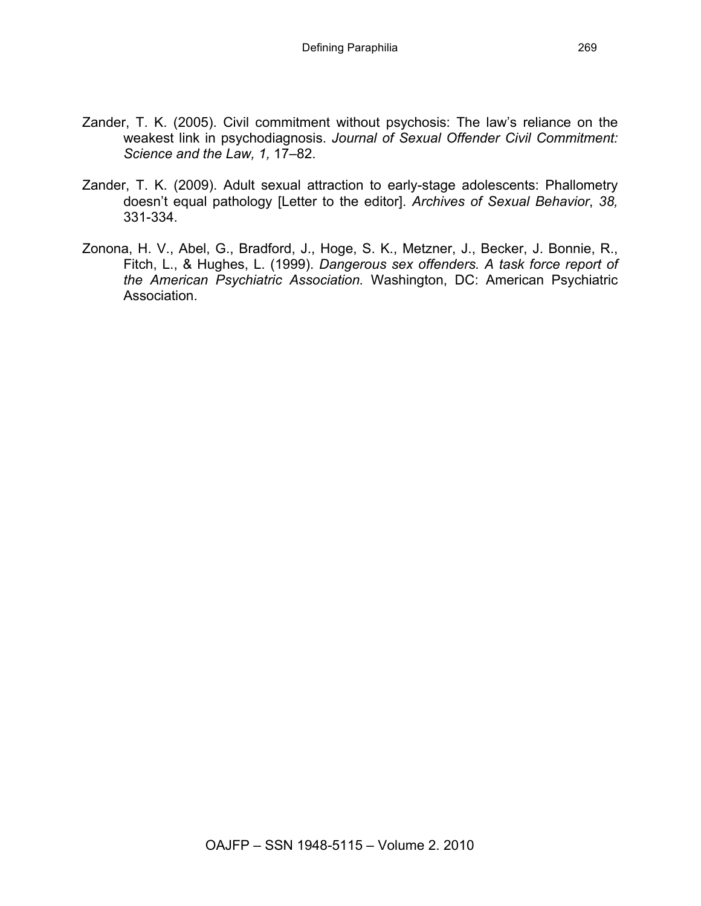Zander, T. K. (2005). Civil commitment without psychosis: The law's reliance on the weakest link in psychodiagnosis. *Journal of Sexual Offender Civil Commitment: Science and the Law, 1,* 17–82.

Zander, T. K. (2009). Adult sexual attraction to early-stage adolescents: Phallometry doesn't equal pathology [Letter to the editor]. *Archives of Sexual Behavior*, *38,* 331-334.

Zonona, H. V., Abel, G., Bradford, J., Hoge, S. K., Metzner, J., Becker, J. Bonnie, R., Fitch, L., & Hughes, L. (1999). *Dangerous sex offenders. A task force report of the American Psychiatric Association.* Washington, DC: American Psychiatric Association.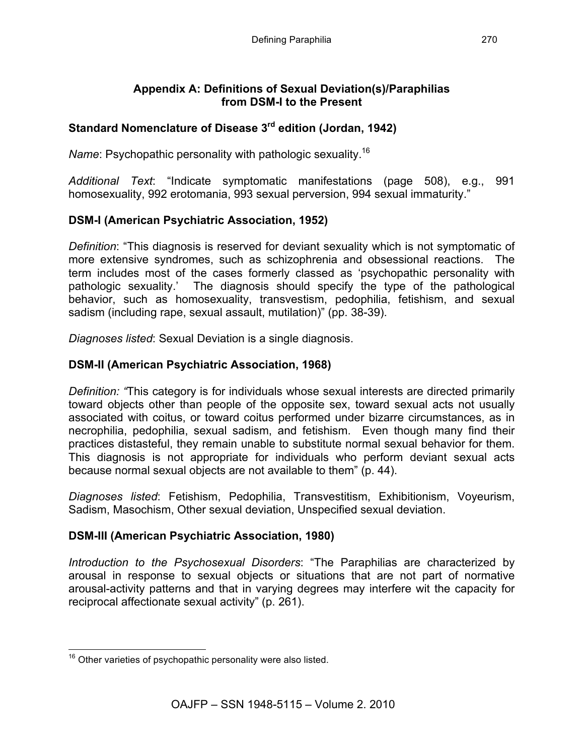## Appendix A: Definitions of Sexual Deviation(s)/Paraphilias from DSM-I to the Present

### Standard Nomenclature of Disease 3rd edition (Jordan, 1942)

*Name*: Psychopathic personality with pathologic sexuality.[16]

*Additional Text*: "Indicate symptomatic manifestations (page 508), e.g., 991 homosexuality, 992 erotomania, 993 sexual perversion, 994 sexual immaturity."

### DSM-I (American Psychiatric Association, 1952)

*Definition*: "This diagnosis is reserved for deviant sexuality which is not symptomatic of more extensive syndromes, such as schizophrenia and obsessional reactions. The term includes most of the cases formerly classed as 'psychopathic personality with pathologic sexuality.' The diagnosis should specify the type of the pathological behavior, such as homosexuality, transvestism, pedophilia, fetishism, and sexual sadism (including rape, sexual assault, mutilation)" (pp. 38-39).

*Diagnoses listed*: Sexual Deviation is a single diagnosis.

### DSM-II (American Psychiatric Association, 1968)

*Definition: "*This category is for individuals whose sexual interests are directed primarily toward objects other than people of the opposite sex, toward sexual acts not usually associated with coitus, or toward coitus performed under bizarre circumstances, as in necrophilia, pedophilia, sexual sadism, and fetishism. Even though many find their practices distasteful, they remain unable to substitute normal sexual behavior for them. This diagnosis is not appropriate for individuals who perform deviant sexual acts because normal sexual objects are not available to them" (p. 44).

*Diagnoses listed*: Fetishism, Pedophilia, Transvestitism, Exhibitionism, Voyeurism, Sadism, Masochism, Other sexual deviation, Unspecified sexual deviation.

### DSM-III (American Psychiatric Association, 1980)

*Introduction to the Psychosexual Disorders*: "The Paraphilias are characterized by arousal in response to sexual objects or situations that are not part of normative arousal-activity patterns and that in varying degrees may interfere wit the capacity for reciprocal affectionate sexual activity" (p. 261).

[16] Other varieties of psychopathic personality were also listed.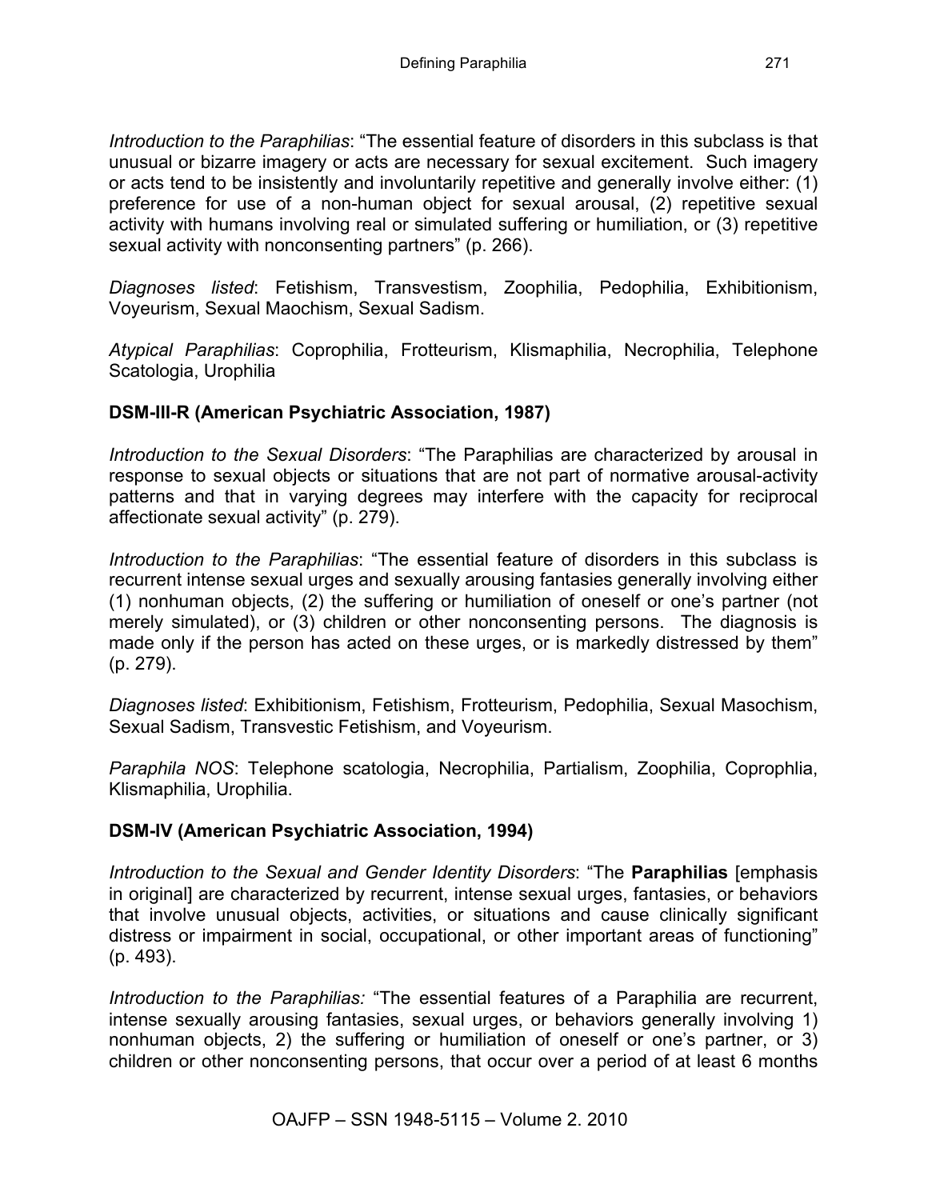*Introduction to the Paraphilias*: "The essential feature of disorders in this subclass is that unusual or bizarre imagery or acts are necessary for sexual excitement. Such imagery or acts tend to be insistently and involuntarily repetitive and generally involve either: (1) preference for use of a non-human object for sexual arousal, (2) repetitive sexual activity with humans involving real or simulated suffering or humiliation, or (3) repetitive sexual activity with nonconsenting partners" (p. 266).

*Diagnoses listed*: Fetishism, Transvestism, Zoophilia, Pedophilia, Exhibitionism, Voyeurism, Sexual Maochism, Sexual Sadism.

*Atypical Paraphilias*: Coprophilia, Frotteurism, Klismaphilia, Necrophilia, Telephone Scatologia, Urophilia

**DSM-III-R (American Psychiatric Association, 1987)**

*Introduction to the Sexual Disorders*: "The Paraphilias are characterized by arousal in response to sexual objects or situations that are not part of normative arousal-activity patterns and that in varying degrees may interfere with the capacity for reciprocal affectionate sexual activity" (p. 279).

*Introduction to the Paraphilias*: "The essential feature of disorders in this subclass is recurrent intense sexual urges and sexually arousing fantasies generally involving either (1) nonhuman objects, (2) the suffering or humiliation of oneself or one's partner (not merely simulated), or (3) children or other nonconsenting persons. The diagnosis is made only if the person has acted on these urges, or is markedly distressed by them" (p. 279).

*Diagnoses listed*: Exhibitionism, Fetishism, Frotteurism, Pedophilia, Sexual Masochism, Sexual Sadism, Transvestic Fetishism, and Voyeurism.

*Paraphila NOS*: Telephone scatologia, Necrophilia, Partialism, Zoophilia, Coprophlia, Klismaphilia, Urophilia.

**DSM-IV (American Psychiatric Association, 1994)**

*Introduction to the Sexual and Gender Identity Disorders*: "The **Paraphilias** [emphasis in original] are characterized by recurrent, intense sexual urges, fantasies, or behaviors that involve unusual objects, activities, or situations and cause clinically significant distress or impairment in social, occupational, or other important areas of functioning" (p. 493).

*Introduction to the Paraphilias:* "The essential features of a Paraphilia are recurrent, intense sexually arousing fantasies, sexual urges, or behaviors generally involving 1) nonhuman objects, 2) the suffering or humiliation of oneself or one's partner, or 3) children or other nonconsenting persons, that occur over a period of at least 6 months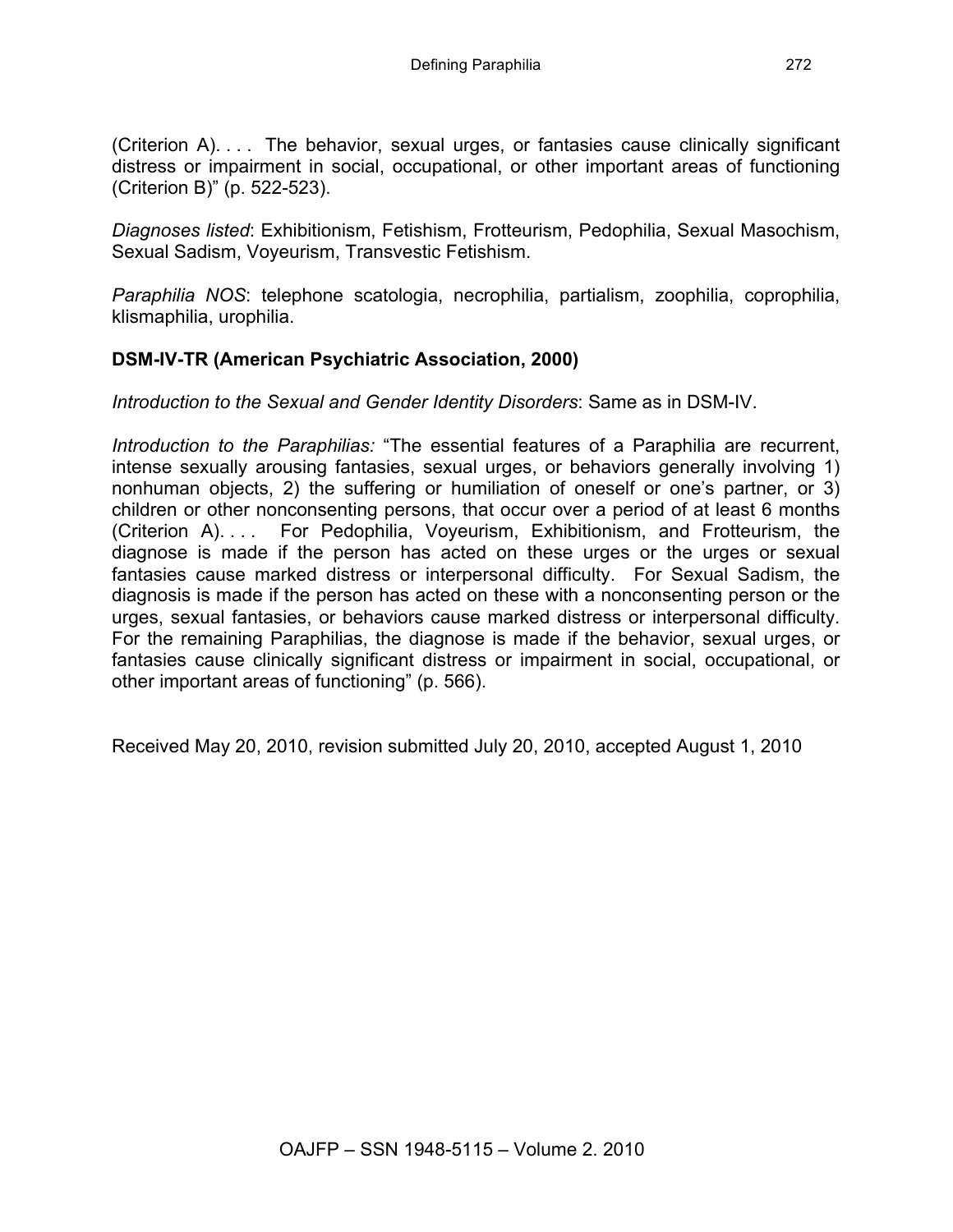(Criterion A). . . . The behavior, sexual urges, or fantasies cause clinically significant distress or impairment in social, occupational, or other important areas of functioning (Criterion B)" (p. 522-523).

*Diagnoses listed*: Exhibitionism, Fetishism, Frotteurism, Pedophilia, Sexual Masochism, Sexual Sadism, Voyeurism, Transvestic Fetishism.

*Paraphilia NOS*: telephone scatologia, necrophilia, partialism, zoophilia, coprophilia, klismaphilia, urophilia.

**DSM-IV-TR (American Psychiatric Association, 2000)**

*Introduction to the Sexual and Gender Identity Disorders*: Same as in DSM-IV.

*Introduction to the Paraphilias:* "The essential features of a Paraphilia are recurrent, intense sexually arousing fantasies, sexual urges, or behaviors generally involving 1) nonhuman objects, 2) the suffering or humiliation of oneself or one's partner, or 3) children or other nonconsenting persons, that occur over a period of at least 6 months (Criterion A). . . . For Pedophilia, Voyeurism, Exhibitionism, and Frotteurism, the diagnose is made if the person has acted on these urges or the urges or sexual fantasies cause marked distress or interpersonal difficulty. For Sexual Sadism, the diagnosis is made if the person has acted on these with a nonconsenting person or the urges, sexual fantasies, or behaviors cause marked distress or interpersonal difficulty. For the remaining Paraphilias, the diagnose is made if the behavior, sexual urges, or fantasies cause clinically significant distress or impairment in social, occupational, or other important areas of functioning" (p. 566).

Received May 20, 2010, revision submitted July 20, 2010, accepted August 1, 2010